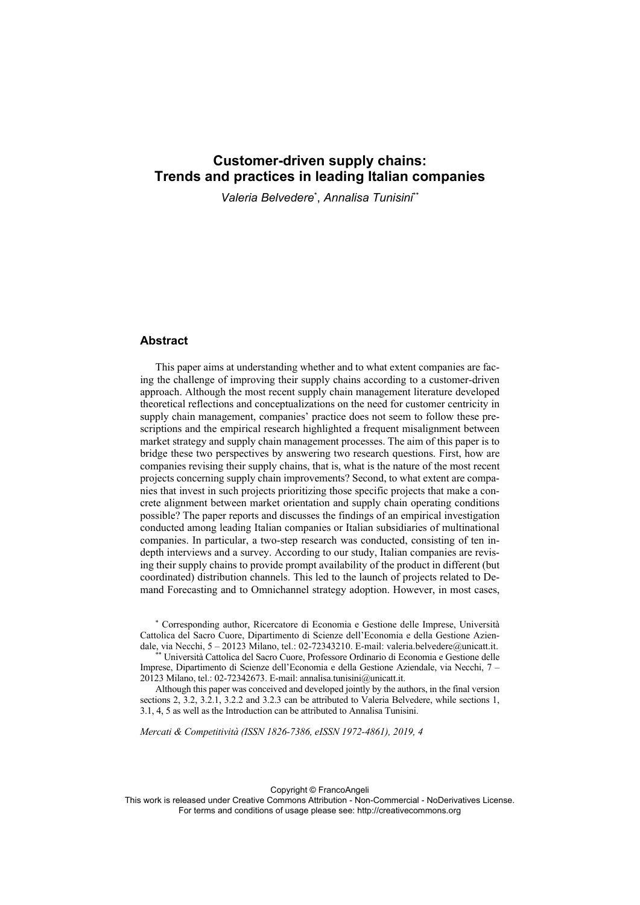# Customer-driven supply chains: Trends and practices in leading Italian companies

*Valeria Belvedere*[*], *Annalisa Tunisini*[**]

## Abstract

This paper aims at understanding whether and to what extent companies are facing the challenge of improving their supply chains according to a customer-driven approach. Although the most recent supply chain management literature developed theoretical reflections and conceptualizations on the need for customer centricity in supply chain management, companies' practice does not seem to follow these prescriptions and the empirical research highlighted a frequent misalignment between market strategy and supply chain management processes. The aim of this paper is to bridge these two perspectives by answering two research questions. First, how are companies revising their supply chains, that is, what is the nature of the most recent projects concerning supply chain improvements? Second, to what extent are companies that invest in such projects prioritizing those specific projects that make a concrete alignment between market orientation and supply chain operating conditions possible? The paper reports and discusses the findings of an empirical investigation conducted among leading Italian companies or Italian subsidiaries of multinational companies. In particular, a two-step research was conducted, consisting of ten in-depth interviews and a survey. According to our study, Italian companies are revising their supply chains to provide prompt availability of the product in different (but coordinated) distribution channels. This led to the launch of projects related to Demand Forecasting and to Omnichannel strategy adoption. However, in most cases,

[*] Corresponding author, Ricercatore di Economia e Gestione delle Imprese, Università Cattolica del Sacro Cuore, Dipartimento di Scienze dell'Economia e della Gestione Aziendale, via Necchi, 5 – 20123 Milano, tel.: 02-72343210. E-mail: valeria.belvedere@unicatt.it.

[**] Università Cattolica del Sacro Cuore, Professore Ordinario di Economia e Gestione delle Imprese, Dipartimento di Scienze dell'Economia e della Gestione Aziendale, via Necchi, 7 – 20123 Milano, tel.: 02-72342673. E-mail: annalisa.tunisini@unicatt.it.

Although this paper was conceived and developed jointly by the authors, in the final version sections 2, 3.2, 3.2.1, 3.2.2 and 3.2.3 can be attributed to Valeria Belvedere, while sections 1, 3.1, 4, 5 as well as the Introduction can be attributed to Annalisa Tunisini.

*Mercati & Competitività (ISSN 1826-7386, eISSN 1972-4861), 2019, 4*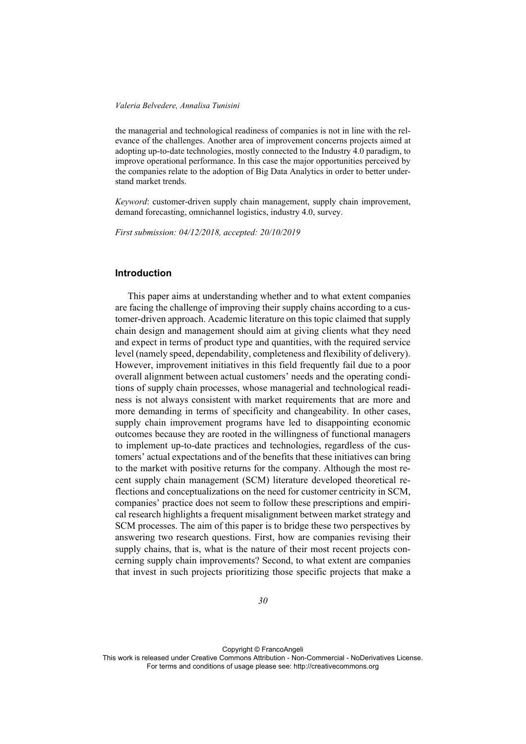the managerial and technological readiness of companies is not in line with the relevance of the challenges. Another area of improvement concerns projects aimed at adopting up-to-date technologies, mostly connected to the Industry 4.0 paradigm, to improve operational performance. In this case the major opportunities perceived by the companies relate to the adoption of Big Data Analytics in order to better understand market trends.

*Keyword*: customer-driven supply chain management, supply chain improvement, demand forecasting, omnichannel logistics, industry 4.0, survey.

*First submission: 04/12/2018, accepted: 20/10/2019*

## Introduction

This paper aims at understanding whether and to what extent companies are facing the challenge of improving their supply chains according to a customer-driven approach. Academic literature on this topic claimed that supply chain design and management should aim at giving clients what they need and expect in terms of product type and quantities, with the required service level (namely speed, dependability, completeness and flexibility of delivery). However, improvement initiatives in this field frequently fail due to a poor overall alignment between actual customers' needs and the operating conditions of supply chain processes, whose managerial and technological readiness is not always consistent with market requirements that are more and more demanding in terms of specificity and changeability. In other cases, supply chain improvement programs have led to disappointing economic outcomes because they are rooted in the willingness of functional managers to implement up-to-date practices and technologies, regardless of the customers' actual expectations and of the benefits that these initiatives can bring to the market with positive returns for the company. Although the most recent supply chain management (SCM) literature developed theoretical reflections and conceptualizations on the need for customer centricity in SCM, companies' practice does not seem to follow these prescriptions and empirical research highlights a frequent misalignment between market strategy and SCM processes. The aim of this paper is to bridge these two perspectives by answering two research questions. First, how are companies revising their supply chains, that is, what is the nature of their most recent projects concerning supply chain improvements? Second, to what extent are companies that invest in such projects prioritizing those specific projects that make a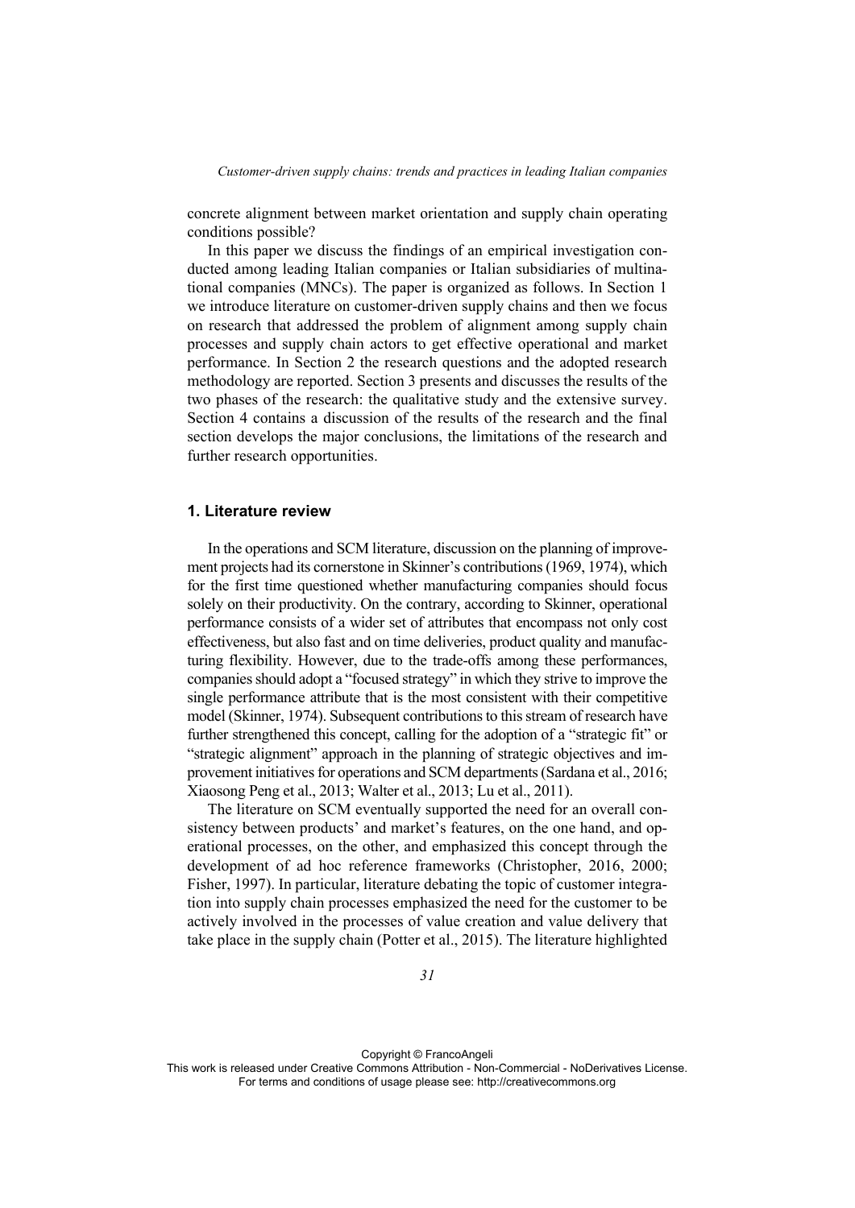concrete alignment between market orientation and supply chain operating conditions possible?

In this paper we discuss the findings of an empirical investigation conducted among leading Italian companies or Italian subsidiaries of multinational companies (MNCs). The paper is organized as follows. In Section 1 we introduce literature on customer-driven supply chains and then we focus on research that addressed the problem of alignment among supply chain processes and supply chain actors to get effective operational and market performance. In Section 2 the research questions and the adopted research methodology are reported. Section 3 presents and discusses the results of the two phases of the research: the qualitative study and the extensive survey. Section 4 contains a discussion of the results of the research and the final section develops the major conclusions, the limitations of the research and further research opportunities.

## 1. Literature review

In the operations and SCM literature, discussion on the planning of improvement projects had its cornerstone in Skinner's contributions (1969, 1974), which for the first time questioned whether manufacturing companies should focus solely on their productivity. On the contrary, according to Skinner, operational performance consists of a wider set of attributes that encompass not only cost effectiveness, but also fast and on time deliveries, product quality and manufacturing flexibility. However, due to the trade-offs among these performances, companies should adopt a "focused strategy" in which they strive to improve the single performance attribute that is the most consistent with their competitive model (Skinner, 1974). Subsequent contributions to this stream of research have further strengthened this concept, calling for the adoption of a "strategic fit" or "strategic alignment" approach in the planning of strategic objectives and improvement initiatives for operations and SCM departments (Sardana et al., 2016; Xiaosong Peng et al., 2013; Walter et al., 2013; Lu et al., 2011).

The literature on SCM eventually supported the need for an overall consistency between products' and market's features, on the one hand, and operational processes, on the other, and emphasized this concept through the development of ad hoc reference frameworks (Christopher, 2016, 2000; Fisher, 1997). In particular, literature debating the topic of customer integration into supply chain processes emphasized the need for the customer to be actively involved in the processes of value creation and value delivery that take place in the supply chain (Potter et al., 2015). The literature highlighted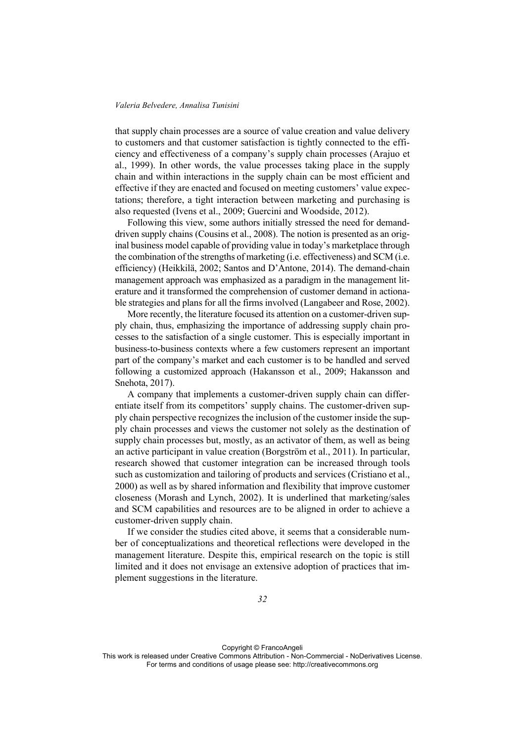that supply chain processes are a source of value creation and value delivery to customers and that customer satisfaction is tightly connected to the efficiency and effectiveness of a company's supply chain processes (Arajuo et al., 1999). In other words, the value processes taking place in the supply chain and within interactions in the supply chain can be most efficient and effective if they are enacted and focused on meeting customers' value expectations; therefore, a tight interaction between marketing and purchasing is also requested (Ivens et al., 2009; Guercini and Woodside, 2012).

Following this view, some authors initially stressed the need for demand-driven supply chains (Cousins et al., 2008). The notion is presented as an original business model capable of providing value in today's marketplace through the combination of the strengths of marketing (i.e. effectiveness) and SCM (i.e. efficiency) (Heikkilä, 2002; Santos and D'Antone, 2014). The demand-chain management approach was emphasized as a paradigm in the management literature and it transformed the comprehension of customer demand in actionable strategies and plans for all the firms involved (Langabeer and Rose, 2002).

More recently, the literature focused its attention on a customer-driven supply chain, thus, emphasizing the importance of addressing supply chain processes to the satisfaction of a single customer. This is especially important in business-to-business contexts where a few customers represent an important part of the company's market and each customer is to be handled and served following a customized approach (Hakansson et al., 2009; Hakansson and Snehota, 2017).

A company that implements a customer-driven supply chain can differentiate itself from its competitors' supply chains. The customer-driven supply chain perspective recognizes the inclusion of the customer inside the supply chain processes and views the customer not solely as the destination of supply chain processes but, mostly, as an activator of them, as well as being an active participant in value creation (Borgström et al., 2011). In particular, research showed that customer integration can be increased through tools such as customization and tailoring of products and services (Cristiano et al., 2000) as well as by shared information and flexibility that improve customer closeness (Morash and Lynch, 2002). It is underlined that marketing/sales and SCM capabilities and resources are to be aligned in order to achieve a customer-driven supply chain.

If we consider the studies cited above, it seems that a considerable number of conceptualizations and theoretical reflections were developed in the management literature. Despite this, empirical research on the topic is still limited and it does not envisage an extensive adoption of practices that implement suggestions in the literature.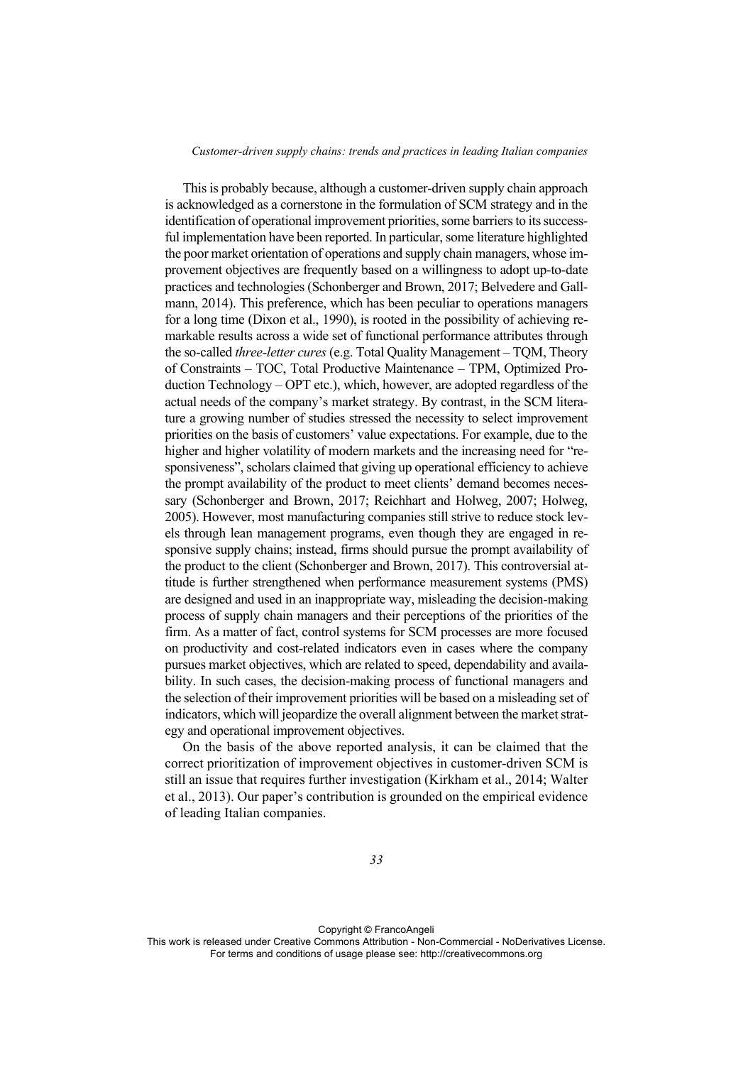This is probably because, although a customer-driven supply chain approach is acknowledged as a cornerstone in the formulation of SCM strategy and in the identification of operational improvement priorities, some barriers to its successful implementation have been reported. In particular, some literature highlighted the poor market orientation of operations and supply chain managers, whose improvement objectives are frequently based on a willingness to adopt up-to-date practices and technologies (Schonberger and Brown, 2017; Belvedere and Gallmann, 2014). This preference, which has been peculiar to operations managers for a long time (Dixon et al., 1990), is rooted in the possibility of achieving remarkable results across a wide set of functional performance attributes through the so-called *three-letter cures* (e.g. Total Quality Management – TQM, Theory of Constraints – TOC, Total Productive Maintenance – TPM, Optimized Production Technology – OPT etc.), which, however, are adopted regardless of the actual needs of the company's market strategy. By contrast, in the SCM literature a growing number of studies stressed the necessity to select improvement priorities on the basis of customers' value expectations. For example, due to the higher and higher volatility of modern markets and the increasing need for "responsiveness", scholars claimed that giving up operational efficiency to achieve the prompt availability of the product to meet clients' demand becomes necessary (Schonberger and Brown, 2017; Reichhart and Holweg, 2007; Holweg, 2005). However, most manufacturing companies still strive to reduce stock levels through lean management programs, even though they are engaged in responsive supply chains; instead, firms should pursue the prompt availability of the product to the client (Schonberger and Brown, 2017). This controversial attitude is further strengthened when performance measurement systems (PMS) are designed and used in an inappropriate way, misleading the decision-making process of supply chain managers and their perceptions of the priorities of the firm. As a matter of fact, control systems for SCM processes are more focused on productivity and cost-related indicators even in cases where the company pursues market objectives, which are related to speed, dependability and availability. In such cases, the decision-making process of functional managers and the selection of their improvement priorities will be based on a misleading set of indicators, which will jeopardize the overall alignment between the market strategy and operational improvement objectives.

On the basis of the above reported analysis, it can be claimed that the correct prioritization of improvement objectives in customer-driven SCM is still an issue that requires further investigation (Kirkham et al., 2014; Walter et al., 2013). Our paper's contribution is grounded on the empirical evidence of leading Italian companies.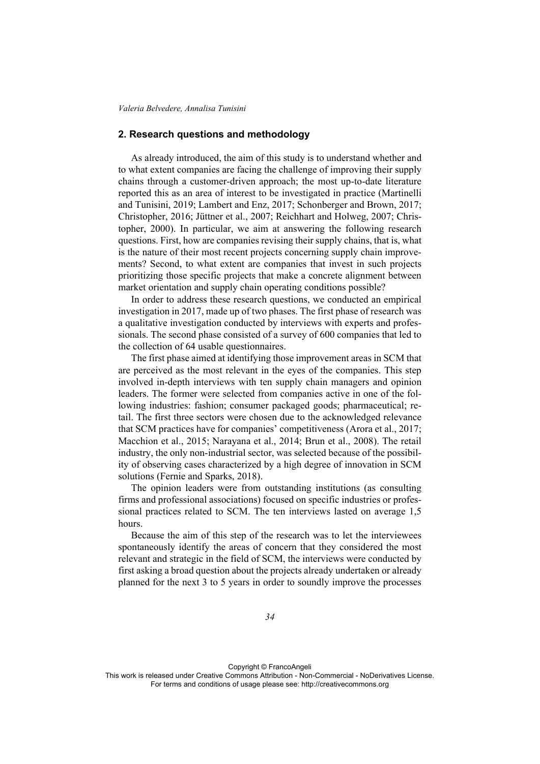## 2. Research questions and methodology

As already introduced, the aim of this study is to understand whether and to what extent companies are facing the challenge of improving their supply chains through a customer-driven approach; the most up-to-date literature reported this as an area of interest to be investigated in practice (Martinelli and Tunisini, 2019; Lambert and Enz, 2017; Schonberger and Brown, 2017; Christopher, 2016; Jüttner et al., 2007; Reichhart and Holweg, 2007; Christopher, 2000). In particular, we aim at answering the following research questions. First, how are companies revising their supply chains, that is, what is the nature of their most recent projects concerning supply chain improvements? Second, to what extent are companies that invest in such projects prioritizing those specific projects that make a concrete alignment between market orientation and supply chain operating conditions possible?

In order to address these research questions, we conducted an empirical investigation in 2017, made up of two phases. The first phase of research was a qualitative investigation conducted by interviews with experts and professionals. The second phase consisted of a survey of 600 companies that led to the collection of 64 usable questionnaires.

The first phase aimed at identifying those improvement areas in SCM that are perceived as the most relevant in the eyes of the companies. This step involved in-depth interviews with ten supply chain managers and opinion leaders. The former were selected from companies active in one of the following industries: fashion; consumer packaged goods; pharmaceutical; retail. The first three sectors were chosen due to the acknowledged relevance that SCM practices have for companies' competitiveness (Arora et al., 2017; Macchion et al., 2015; Narayana et al., 2014; Brun et al., 2008). The retail industry, the only non-industrial sector, was selected because of the possibility of observing cases characterized by a high degree of innovation in SCM solutions (Fernie and Sparks, 2018).

The opinion leaders were from outstanding institutions (as consulting firms and professional associations) focused on specific industries or professional practices related to SCM. The ten interviews lasted on average 1,5 hours.

Because the aim of this step of the research was to let the interviewees spontaneously identify the areas of concern that they considered the most relevant and strategic in the field of SCM, the interviews were conducted by first asking a broad question about the projects already undertaken or already planned for the next 3 to 5 years in order to soundly improve the processes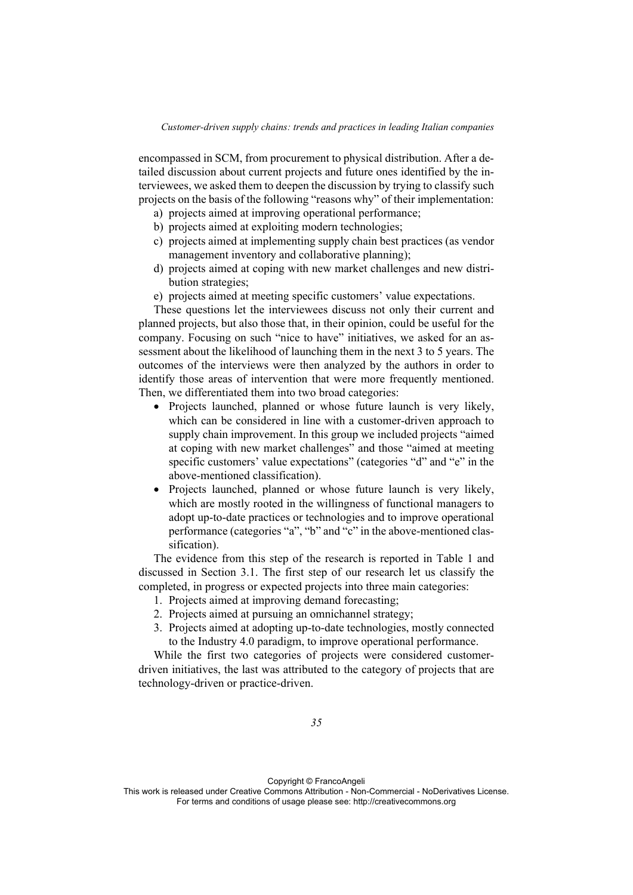encompassed in SCM, from procurement to physical distribution. After a detailed discussion about current projects and future ones identified by the interviewees, we asked them to deepen the discussion by trying to classify such projects on the basis of the following "reasons why" of their implementation:

a) projects aimed at improving operational performance;
b) projects aimed at exploiting modern technologies;
c) projects aimed at implementing supply chain best practices (as vendor management inventory and collaborative planning);
d) projects aimed at coping with new market challenges and new distribution strategies;
e) projects aimed at meeting specific customers' value expectations.

These questions let the interviewees discuss not only their current and planned projects, but also those that, in their opinion, could be useful for the company. Focusing on such "nice to have" initiatives, we asked for an assessment about the likelihood of launching them in the next 3 to 5 years. The outcomes of the interviews were then analyzed by the authors in order to identify those areas of intervention that were more frequently mentioned. Then, we differentiated them into two broad categories:

- Projects launched, planned or whose future launch is very likely, which can be considered in line with a customer-driven approach to supply chain improvement. In this group we included projects "aimed at coping with new market challenges" and those "aimed at meeting specific customers' value expectations" (categories "d" and "e" in the above-mentioned classification).
- Projects launched, planned or whose future launch is very likely, which are mostly rooted in the willingness of functional managers to adopt up-to-date practices or technologies and to improve operational performance (categories "a", "b" and "c" in the above-mentioned classification).

The evidence from this step of the research is reported in Table 1 and discussed in Section 3.1. The first step of our research let us classify the completed, in progress or expected projects into three main categories:

1. Projects aimed at improving demand forecasting;
2. Projects aimed at pursuing an omnichannel strategy;
3. Projects aimed at adopting up-to-date technologies, mostly connected to the Industry 4.0 paradigm, to improve operational performance.

While the first two categories of projects were considered customer-driven initiatives, the last was attributed to the category of projects that are technology-driven or practice-driven.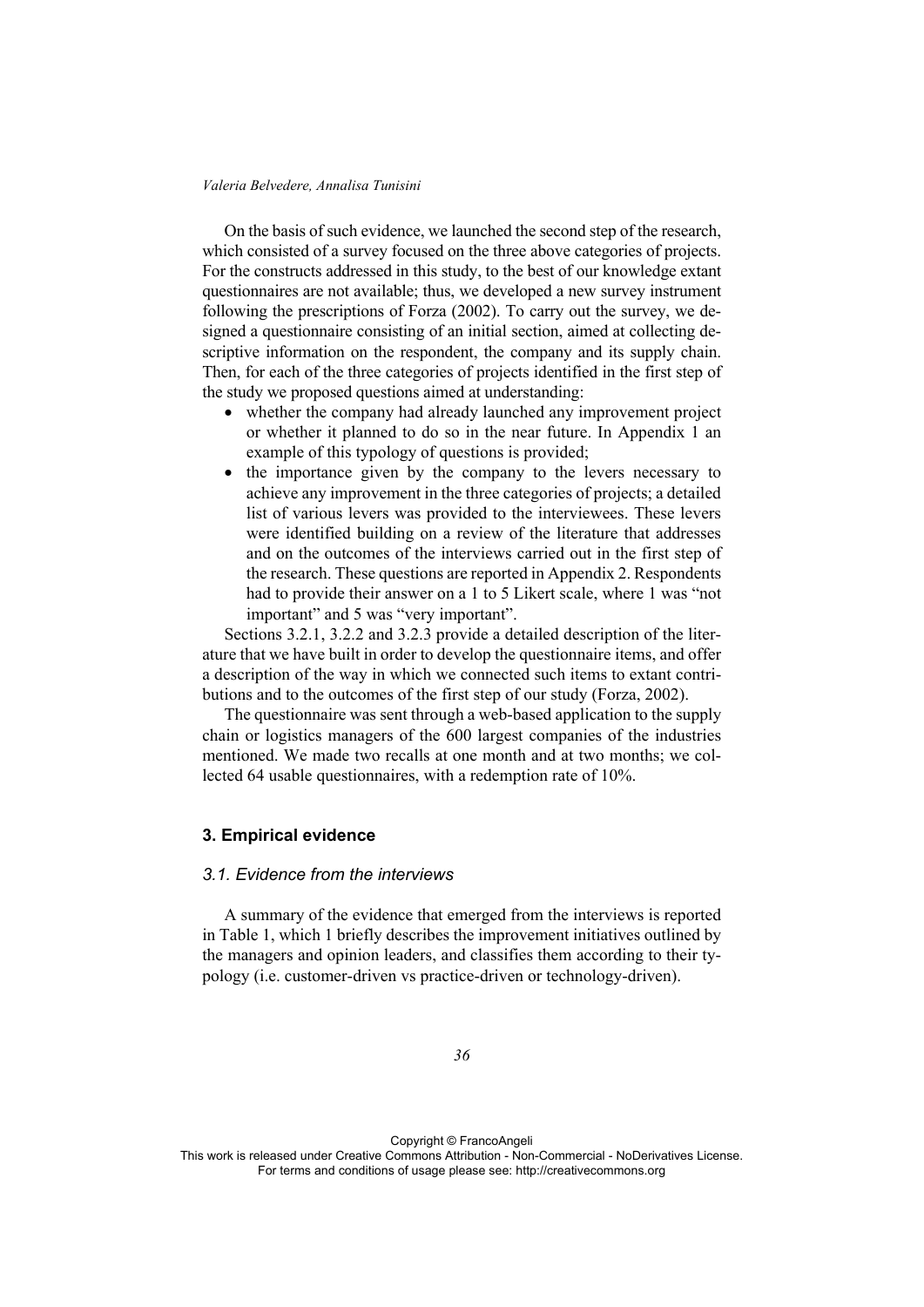On the basis of such evidence, we launched the second step of the research, which consisted of a survey focused on the three above categories of projects. For the constructs addressed in this study, to the best of our knowledge extant questionnaires are not available; thus, we developed a new survey instrument following the prescriptions of Forza (2002). To carry out the survey, we designed a questionnaire consisting of an initial section, aimed at collecting descriptive information on the respondent, the company and its supply chain. Then, for each of the three categories of projects identified in the first step of the study we proposed questions aimed at understanding:

- whether the company had already launched any improvement project or whether it planned to do so in the near future. In Appendix 1 an example of this typology of questions is provided;
- the importance given by the company to the levers necessary to achieve any improvement in the three categories of projects; a detailed list of various levers was provided to the interviewees. These levers were identified building on a review of the literature that addresses and on the outcomes of the interviews carried out in the first step of the research. These questions are reported in Appendix 2. Respondents had to provide their answer on a 1 to 5 Likert scale, where 1 was "not important" and 5 was "very important".

Sections 3.2.1, 3.2.2 and 3.2.3 provide a detailed description of the literature that we have built in order to develop the questionnaire items, and offer a description of the way in which we connected such items to extant contributions and to the outcomes of the first step of our study (Forza, 2002).

The questionnaire was sent through a web-based application to the supply chain or logistics managers of the 600 largest companies of the industries mentioned. We made two recalls at one month and at two months; we collected 64 usable questionnaires, with a redemption rate of 10%.

## 3. Empirical evidence

### *3.1. Evidence from the interviews*

A summary of the evidence that emerged from the interviews is reported in Table 1, which 1 briefly describes the improvement initiatives outlined by the managers and opinion leaders, and classifies them according to their typology (i.e. customer-driven vs practice-driven or technology-driven).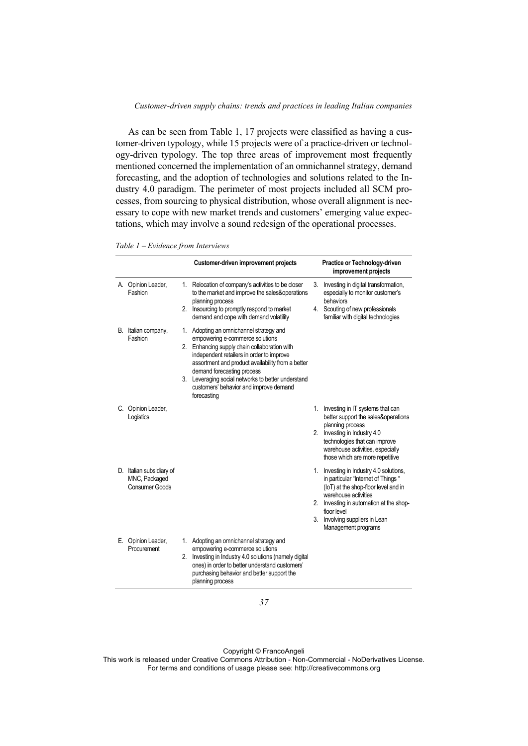As can be seen from Table 1, 17 projects were classified as having a customer-driven typology, while 15 projects were of a practice-driven or technology-driven typology. The top three areas of improvement most frequently mentioned concerned the implementation of an omnichannel strategy, demand forecasting, and the adoption of technologies and solutions related to the Industry 4.0 paradigm. The perimeter of most projects included all SCM processes, from sourcing to physical distribution, whose overall alignment is necessary to cope with new market trends and customers' emerging value expectations, which may involve a sound redesign of the operational processes.

*Table 1 – Evidence from Interviews*

| | Customer-driven improvement projects | Practice or Technology-driven improvement projects |
|---|---|---|
| A. Opinion Leader, Fashion | 1. Relocation of company's activities to be closer to the market and improve the sales&operations planning process<br>2. Insourcing to promptly respond to market demand and cope with demand volatility | 3. Investing in digital transformation, especially to monitor customer's behaviors<br>4. Scouting of new professionals familiar with digital technologies |
| B. Italian company, Fashion | 1. Adopting an omnichannel strategy and empowering e-commerce solutions<br>2. Enhancing supply chain collaboration with independent retailers in order to improve assortment and product availability from a better demand forecasting process<br>3. Leveraging social networks to better understand customers' behavior and improve demand forecasting | |
| C. Opinion Leader, Logistics | | 1. Investing in IT systems that can better support the sales&operations planning process<br>2. Investing in Industry 4.0 technologies that can improve warehouse activities, especially those which are more repetitive |
| D. Italian subsidiary of MNC, Packaged Consumer Goods | | 1. Investing in Industry 4.0 solutions, in particular "Internet of Things " (IoT) at the shop-floor level and in warehouse activities<br>2. Investing in automation at the shop-floor level<br>3. Involving suppliers in Lean Management programs |
| E. Opinion Leader, Procurement | 1. Adopting an omnichannel strategy and empowering e-commerce solutions<br>2. Investing in Industry 4.0 solutions (namely digital ones) in order to better understand customers' purchasing behavior and better support the planning process | |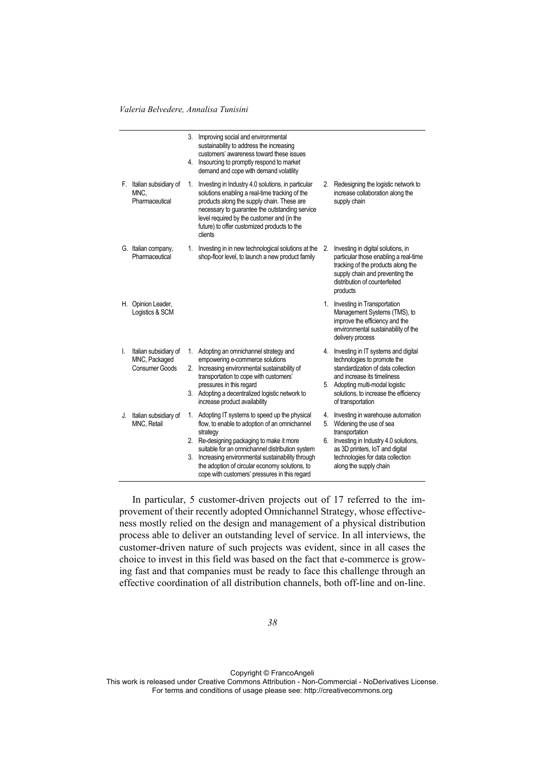| | | | |
|---|---|---|---|
| | | 3. Improving social and environmental sustainability to address the increasing customers' awareness toward these issues<br>4. Insourcing to promptly respond to market demand and cope with demand volatility | |
| F. | Italian subsidiary of MNC, Pharmaceutical | 1. Investing in Industry 4.0 solutions, in particular solutions enabling a real-time tracking of the products along the supply chain. These are necessary to guarantee the outstanding service level required by the customer and (in the future) to offer customized products to the clients | 2. Redesigning the logistic network to increase collaboration along the supply chain |
| G. | Italian company, Pharmaceutical | 1. Investing in in new technological solutions at the shop-floor level, to launch a new product family | 2. Investing in digital solutions, in particular those enabling a real-time tracking of the products along the supply chain and preventing the distribution of counterfeited products |
| H. | Opinion Leader, Logistics & SCM | | 1. Investing in Transportation Management Systems (TMS), to improve the efficiency and the environmental sustainability of the delivery process |
| I. | Italian subsidiary of MNC, Packaged Consumer Goods | 1. Adopting an omnichannel strategy and empowering e-commerce solutions<br>2. Increasing environmental sustainability of transportation to cope with customers' pressures in this regard<br>3. Adopting a decentralized logistic network to increase product availability | 4. Investing in IT systems and digital technologies to promote the standardization of data collection and increase its timeliness<br>5. Adopting multi-modal logistic solutions, to increase the efficiency of transportation |
| J. | Italian subsidiary of MNC, Retail | 1. Adopting IT systems to speed up the physical flow, to enable to adoption of an omnichannel strategy<br>2. Re-designing packaging to make it more suitable for an omnichannel distribution system<br>3. Increasing environmental sustainability through the adoption of circular economy solutions, to cope with customers' pressures in this regard | 4. Investing in warehouse automation<br>5. Widening the use of sea transportation<br>6. Investing in Industry 4.0 solutions, as 3D printers, IoT and digital technologies for data collection along the supply chain |

In particular, 5 customer-driven projects out of 17 referred to the improvement of their recently adopted Omnichannel Strategy, whose effectiveness mostly relied on the design and management of a physical distribution process able to deliver an outstanding level of service. In all interviews, the customer-driven nature of such projects was evident, since in all cases the choice to invest in this field was based on the fact that e-commerce is growing fast and that companies must be ready to face this challenge through an effective coordination of all distribution channels, both off-line and on-line.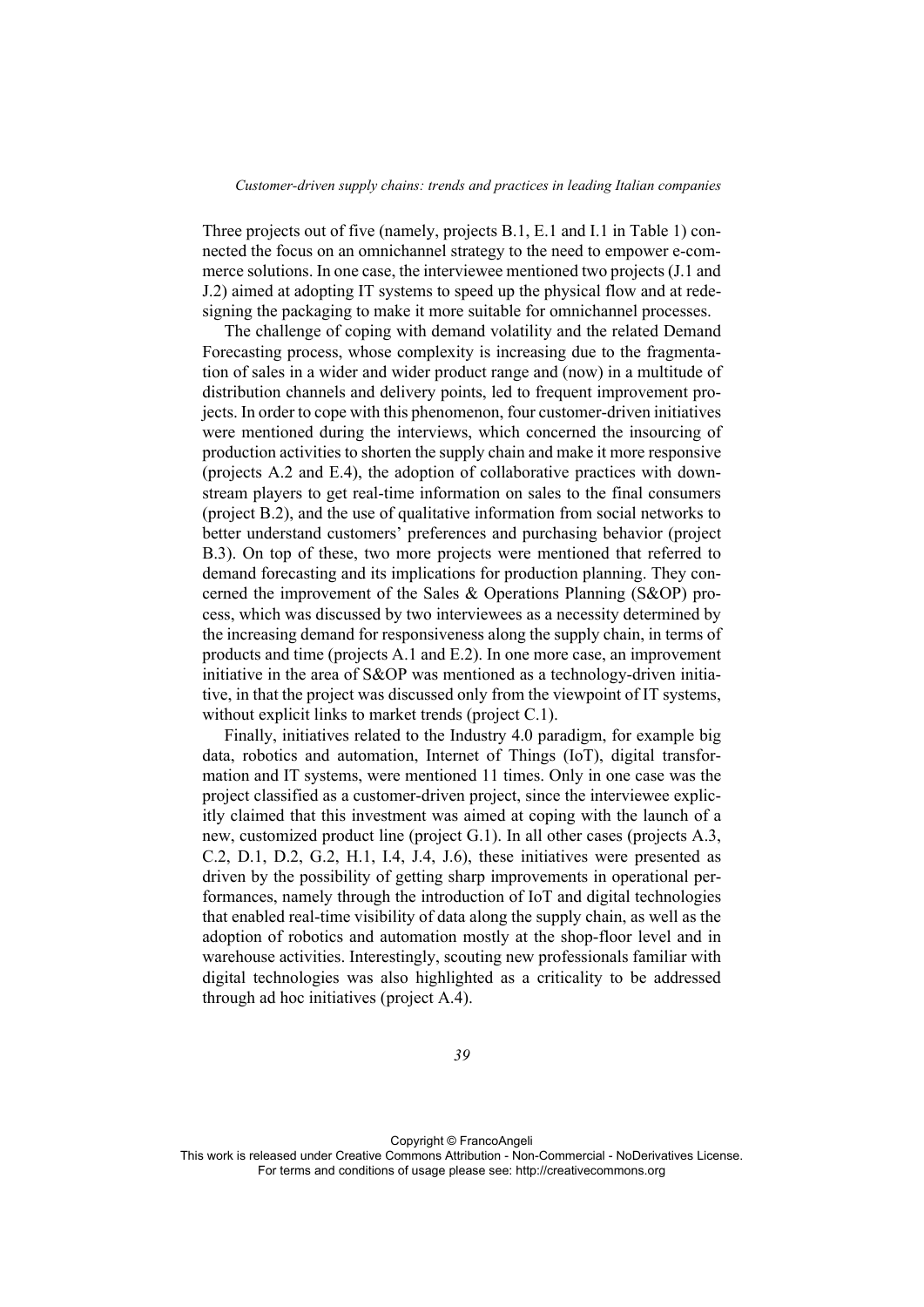Three projects out of five (namely, projects B.1, E.1 and I.1 in Table 1) connected the focus on an omnichannel strategy to the need to empower e-commerce solutions. In one case, the interviewee mentioned two projects (J.1 and J.2) aimed at adopting IT systems to speed up the physical flow and at redesigning the packaging to make it more suitable for omnichannel processes.

The challenge of coping with demand volatility and the related Demand Forecasting process, whose complexity is increasing due to the fragmentation of sales in a wider and wider product range and (now) in a multitude of distribution channels and delivery points, led to frequent improvement projects. In order to cope with this phenomenon, four customer-driven initiatives were mentioned during the interviews, which concerned the insourcing of production activities to shorten the supply chain and make it more responsive (projects A.2 and E.4), the adoption of collaborative practices with downstream players to get real-time information on sales to the final consumers (project B.2), and the use of qualitative information from social networks to better understand customers' preferences and purchasing behavior (project B.3). On top of these, two more projects were mentioned that referred to demand forecasting and its implications for production planning. They concerned the improvement of the Sales & Operations Planning (S&OP) process, which was discussed by two interviewees as a necessity determined by the increasing demand for responsiveness along the supply chain, in terms of products and time (projects A.1 and E.2). In one more case, an improvement initiative in the area of S&OP was mentioned as a technology-driven initiative, in that the project was discussed only from the viewpoint of IT systems, without explicit links to market trends (project C.1).

Finally, initiatives related to the Industry 4.0 paradigm, for example big data, robotics and automation, Internet of Things (IoT), digital transformation and IT systems, were mentioned 11 times. Only in one case was the project classified as a customer-driven project, since the interviewee explicitly claimed that this investment was aimed at coping with the launch of a new, customized product line (project G.1). In all other cases (projects A.3, C.2, D.1, D.2, G.2, H.1, I.4, J.4, J.6), these initiatives were presented as driven by the possibility of getting sharp improvements in operational performances, namely through the introduction of IoT and digital technologies that enabled real-time visibility of data along the supply chain, as well as the adoption of robotics and automation mostly at the shop-floor level and in warehouse activities. Interestingly, scouting new professionals familiar with digital technologies was also highlighted as a criticality to be addressed through ad hoc initiatives (project A.4).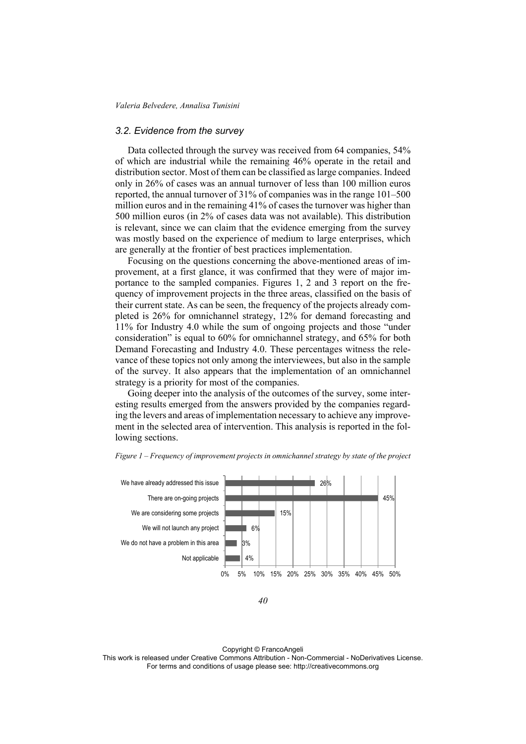### 3.2. Evidence from the survey

Data collected through the survey was received from 64 companies, 54% of which are industrial while the remaining 46% operate in the retail and distribution sector. Most of them can be classified as large companies. Indeed only in 26% of cases was an annual turnover of less than 100 million euros reported, the annual turnover of 31% of companies was in the range 101–500 million euros and in the remaining 41% of cases the turnover was higher than 500 million euros (in 2% of cases data was not available). This distribution is relevant, since we can claim that the evidence emerging from the survey was mostly based on the experience of medium to large enterprises, which are generally at the frontier of best practices implementation.

Focusing on the questions concerning the above-mentioned areas of improvement, at a first glance, it was confirmed that they were of major importance to the sampled companies. Figures 1, 2 and 3 report on the frequency of improvement projects in the three areas, classified on the basis of their current state. As can be seen, the frequency of the projects already completed is 26% for omnichannel strategy, 12% for demand forecasting and 11% for Industry 4.0 while the sum of ongoing projects and those "under consideration" is equal to 60% for omnichannel strategy, and 65% for both Demand Forecasting and Industry 4.0. These percentages witness the relevance of these topics not only among the interviewees, but also in the sample of the survey. It also appears that the implementation of an omnichannel strategy is a priority for most of the companies.

Going deeper into the analysis of the outcomes of the survey, some interesting results emerged from the answers provided by the companies regarding the levers and areas of implementation necessary to achieve any improvement in the selected area of intervention. This analysis is reported in the following sections.

*Figure 1 – Frequency of improvement projects in omnichannel strategy by state of the project*

| State of the project | Frequency |
|---|---|
| We have already addressed this issue | 26% |
| There are on-going projects | 45% |
| We are considering some projects | 15% |
| We will not launch any project | 6% |
| We do not have a problem in this area | 3% |
| Not applicable | 4% |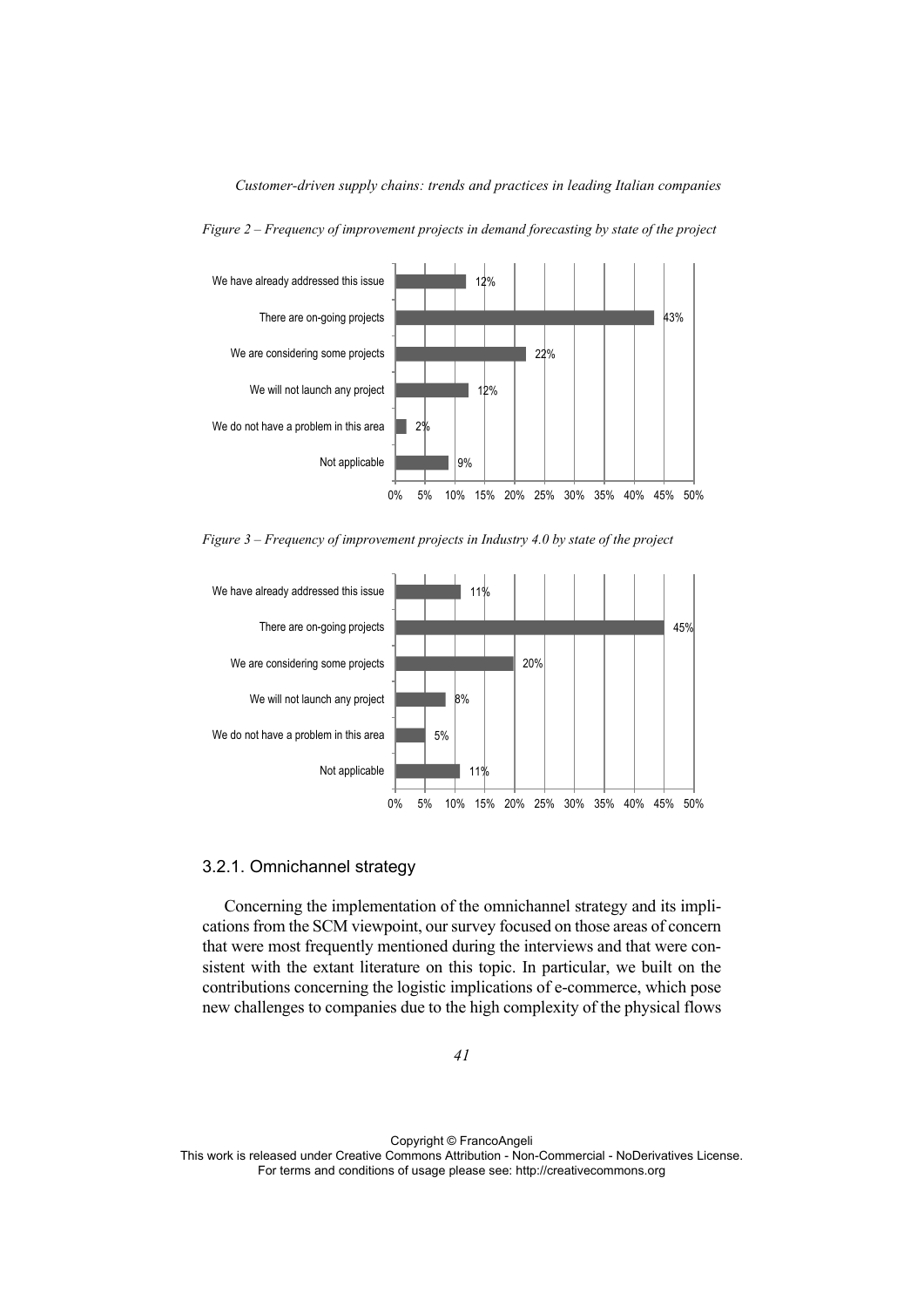*Figure 2 – Frequency of improvement projects in demand forecasting by state of the project*

| State of the project | Frequency |
|---|---|
| We have already addressed this issue | 12% |
| There are on-going projects | 43% |
| We are considering some projects | 22% |
| We will not launch any project | 12% |
| We do not have a problem in this area | 2% |
| Not applicable | 9% |

*Figure 3 – Frequency of improvement projects in Industry 4.0 by state of the project*

| State of the project | Frequency |
|---|---|
| We have already addressed this issue | 11% |
| There are on-going projects | 45% |
| We are considering some projects | 20% |
| We will not launch any project | 8% |
| We do not have a problem in this area | 5% |
| Not applicable | 11% |

### 3.2.1. Omnichannel strategy

Concerning the implementation of the omnichannel strategy and its implications from the SCM viewpoint, our survey focused on those areas of concern that were most frequently mentioned during the interviews and that were consistent with the extant literature on this topic. In particular, we built on the contributions concerning the logistic implications of e-commerce, which pose new challenges to companies due to the high complexity of the physical flows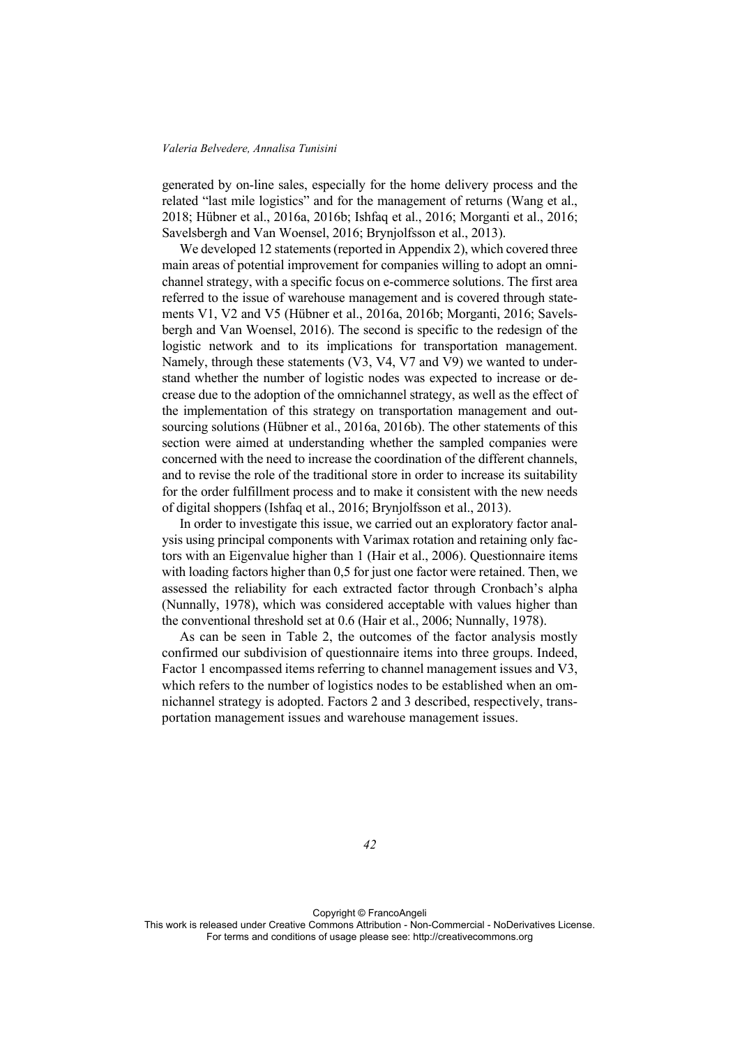generated by on-line sales, especially for the home delivery process and the related "last mile logistics" and for the management of returns (Wang et al., 2018; Hübner et al., 2016a, 2016b; Ishfaq et al., 2016; Morganti et al., 2016; Savelsbergh and Van Woensel, 2016; Brynjolfsson et al., 2013).

We developed 12 statements (reported in Appendix 2), which covered three main areas of potential improvement for companies willing to adopt an omnichannel strategy, with a specific focus on e-commerce solutions. The first area referred to the issue of warehouse management and is covered through statements V1, V2 and V5 (Hübner et al., 2016a, 2016b; Morganti, 2016; Savelsbergh and Van Woensel, 2016). The second is specific to the redesign of the logistic network and to its implications for transportation management. Namely, through these statements (V3, V4, V7 and V9) we wanted to understand whether the number of logistic nodes was expected to increase or decrease due to the adoption of the omnichannel strategy, as well as the effect of the implementation of this strategy on transportation management and outsourcing solutions (Hübner et al., 2016a, 2016b). The other statements of this section were aimed at understanding whether the sampled companies were concerned with the need to increase the coordination of the different channels, and to revise the role of the traditional store in order to increase its suitability for the order fulfillment process and to make it consistent with the new needs of digital shoppers (Ishfaq et al., 2016; Brynjolfsson et al., 2013).

In order to investigate this issue, we carried out an exploratory factor analysis using principal components with Varimax rotation and retaining only factors with an Eigenvalue higher than 1 (Hair et al., 2006). Questionnaire items with loading factors higher than 0,5 for just one factor were retained. Then, we assessed the reliability for each extracted factor through Cronbach's alpha (Nunnally, 1978), which was considered acceptable with values higher than the conventional threshold set at 0.6 (Hair et al., 2006; Nunnally, 1978).

As can be seen in Table 2, the outcomes of the factor analysis mostly confirmed our subdivision of questionnaire items into three groups. Indeed, Factor 1 encompassed items referring to channel management issues and V3, which refers to the number of logistics nodes to be established when an omnichannel strategy is adopted. Factors 2 and 3 described, respectively, transportation management issues and warehouse management issues.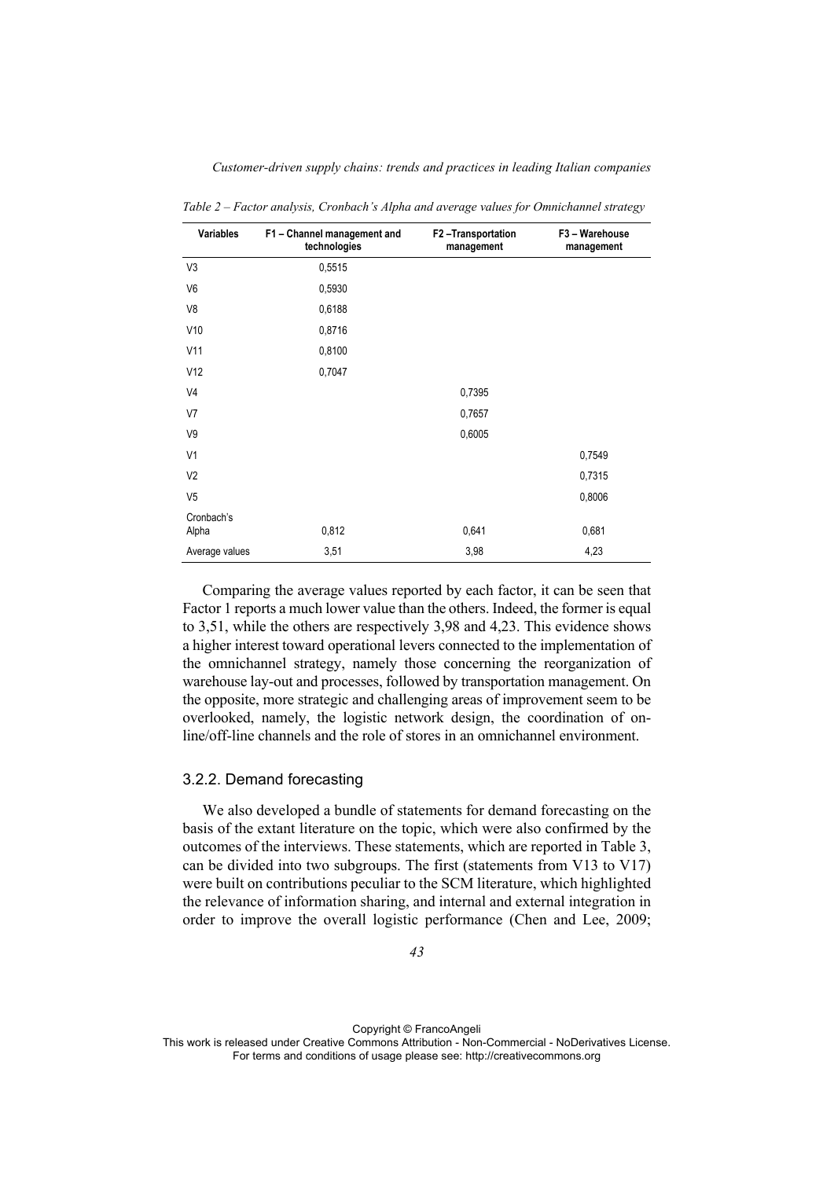*Table 2 – Factor analysis, Cronbach's Alpha and average values for Omnichannel strategy*

| Variables | F1 – Channel management and technologies | F2 –Transportation management | F3 – Warehouse management |
|---|---|---|---|
| V3 | 0,5515 | | |
| V6 | 0,5930 | | |
| V8 | 0,6188 | | |
| V10 | 0,8716 | | |
| V11 | 0,8100 | | |
| V12 | 0,7047 | | |
| V4 | | 0,7395 | |
| V7 | | 0,7657 | |
| V9 | | 0,6005 | |
| V1 | | | 0,7549 |
| V2 | | | 0,7315 |
| V5 | | | 0,8006 |
| Cronbach's Alpha | 0,812 | 0,641 | 0,681 |
| Average values | 3,51 | 3,98 | 4,23 |

Comparing the average values reported by each factor, it can be seen that Factor 1 reports a much lower value than the others. Indeed, the former is equal to 3,51, while the others are respectively 3,98 and 4,23. This evidence shows a higher interest toward operational levers connected to the implementation of the omnichannel strategy, namely those concerning the reorganization of warehouse lay-out and processes, followed by transportation management. On the opposite, more strategic and challenging areas of improvement seem to be overlooked, namely, the logistic network design, the coordination of on-line/off-line channels and the role of stores in an omnichannel environment.

### 3.2.2. Demand forecasting

We also developed a bundle of statements for demand forecasting on the basis of the extant literature on the topic, which were also confirmed by the outcomes of the interviews. These statements, which are reported in Table 3, can be divided into two subgroups. The first (statements from V13 to V17) were built on contributions peculiar to the SCM literature, which highlighted the relevance of information sharing, and internal and external integration in order to improve the overall logistic performance (Chen and Lee, 2009;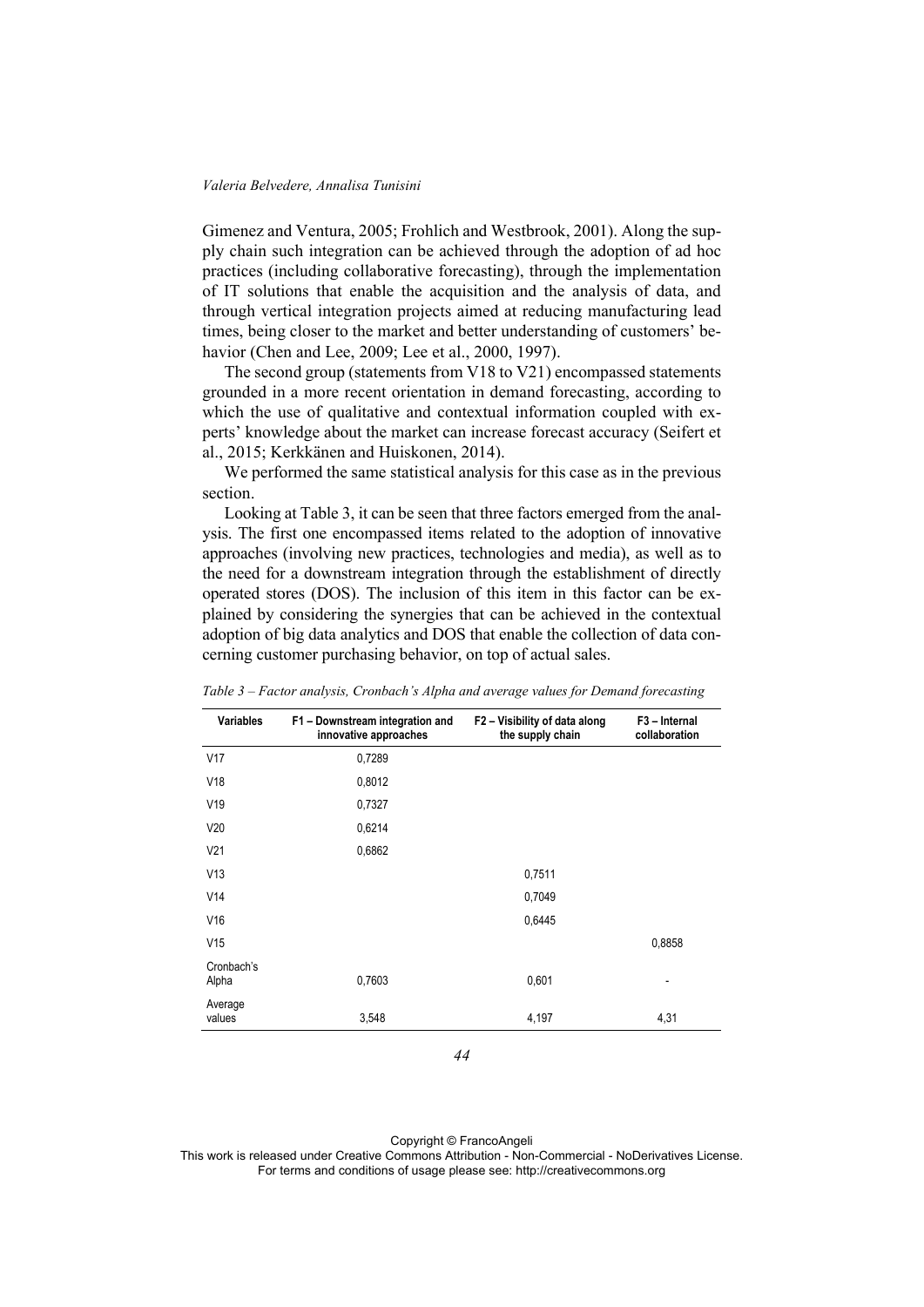Gimenez and Ventura, 2005; Frohlich and Westbrook, 2001). Along the supply chain such integration can be achieved through the adoption of ad hoc practices (including collaborative forecasting), through the implementation of IT solutions that enable the acquisition and the analysis of data, and through vertical integration projects aimed at reducing manufacturing lead times, being closer to the market and better understanding of customers' behavior (Chen and Lee, 2009; Lee et al., 2000, 1997).

The second group (statements from V18 to V21) encompassed statements grounded in a more recent orientation in demand forecasting, according to which the use of qualitative and contextual information coupled with experts' knowledge about the market can increase forecast accuracy (Seifert et al., 2015; Kerkkänen and Huiskonen, 2014).

We performed the same statistical analysis for this case as in the previous section.

Looking at Table 3, it can be seen that three factors emerged from the analysis. The first one encompassed items related to the adoption of innovative approaches (involving new practices, technologies and media), as well as to the need for a downstream integration through the establishment of directly operated stores (DOS). The inclusion of this item in this factor can be explained by considering the synergies that can be achieved in the contextual adoption of big data analytics and DOS that enable the collection of data concerning customer purchasing behavior, on top of actual sales.

*Table 3 – Factor analysis, Cronbach's Alpha and average values for Demand forecasting*

| Variables | F1 – Downstream integration and innovative approaches | F2 – Visibility of data along the supply chain | F3 – Internal collaboration |
|---|---|---|---|
| V17 | 0,7289 | | |
| V18 | 0,8012 | | |
| V19 | 0,7327 | | |
| V20 | 0,6214 | | |
| V21 | 0,6862 | | |
| V13 | | 0,7511 | |
| V14 | | 0,7049 | |
| V16 | | 0,6445 | |
| V15 | | | 0,8858 |
| Cronbach's Alpha | 0,7603 | 0,601 | - |
| Average values | 3,548 | 4,197 | 4,31 |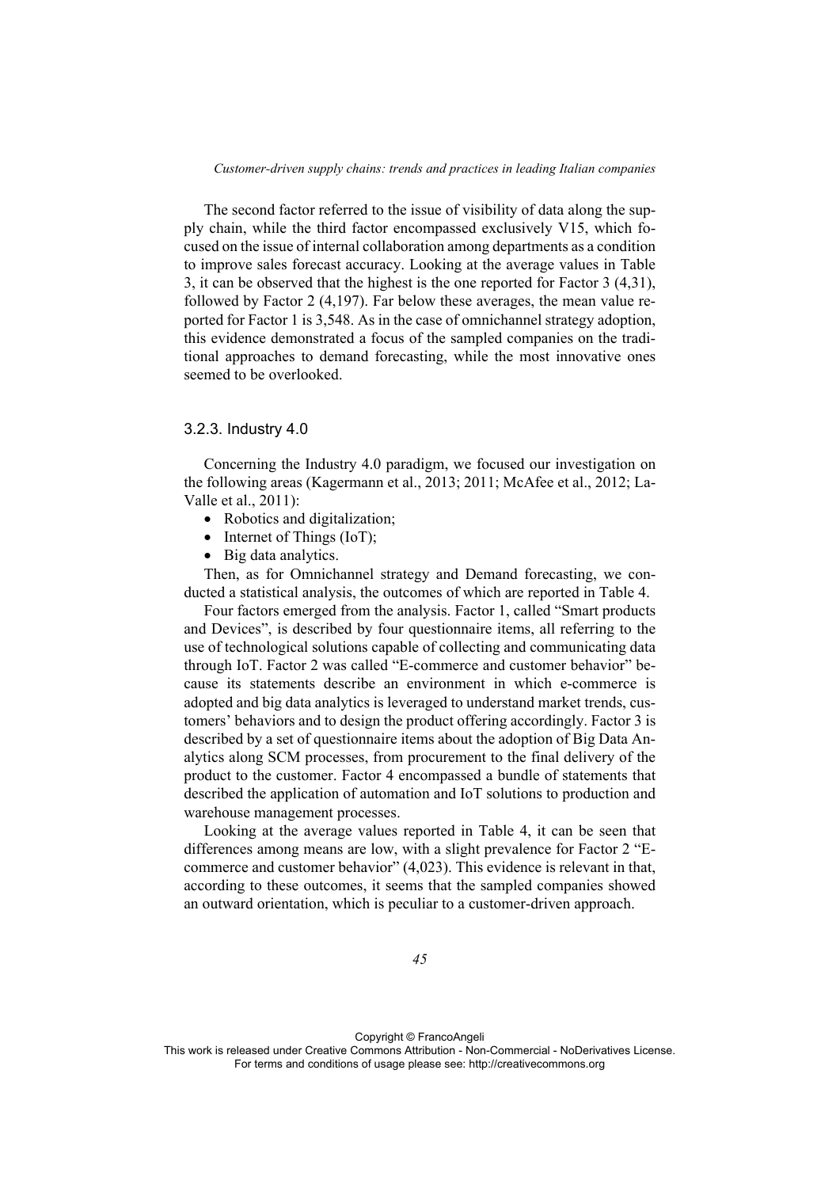The second factor referred to the issue of visibility of data along the supply chain, while the third factor encompassed exclusively V15, which focused on the issue of internal collaboration among departments as a condition to improve sales forecast accuracy. Looking at the average values in Table 3, it can be observed that the highest is the one reported for Factor 3 (4,31), followed by Factor 2 (4,197). Far below these averages, the mean value reported for Factor 1 is 3,548. As in the case of omnichannel strategy adoption, this evidence demonstrated a focus of the sampled companies on the traditional approaches to demand forecasting, while the most innovative ones seemed to be overlooked.

### 3.2.3. Industry 4.0

Concerning the Industry 4.0 paradigm, we focused our investigation on the following areas (Kagermann et al., 2013; 2011; McAfee et al., 2012; LaValle et al., 2011):

- Robotics and digitalization;
- Internet of Things (IoT);
- Big data analytics.

Then, as for Omnichannel strategy and Demand forecasting, we conducted a statistical analysis, the outcomes of which are reported in Table 4.

Four factors emerged from the analysis. Factor 1, called "Smart products and Devices", is described by four questionnaire items, all referring to the use of technological solutions capable of collecting and communicating data through IoT. Factor 2 was called "E-commerce and customer behavior" because its statements describe an environment in which e-commerce is adopted and big data analytics is leveraged to understand market trends, customers' behaviors and to design the product offering accordingly. Factor 3 is described by a set of questionnaire items about the adoption of Big Data Analytics along SCM processes, from procurement to the final delivery of the product to the customer. Factor 4 encompassed a bundle of statements that described the application of automation and IoT solutions to production and warehouse management processes.

Looking at the average values reported in Table 4, it can be seen that differences among means are low, with a slight prevalence for Factor 2 "E-commerce and customer behavior" (4,023). This evidence is relevant in that, according to these outcomes, it seems that the sampled companies showed an outward orientation, which is peculiar to a customer-driven approach.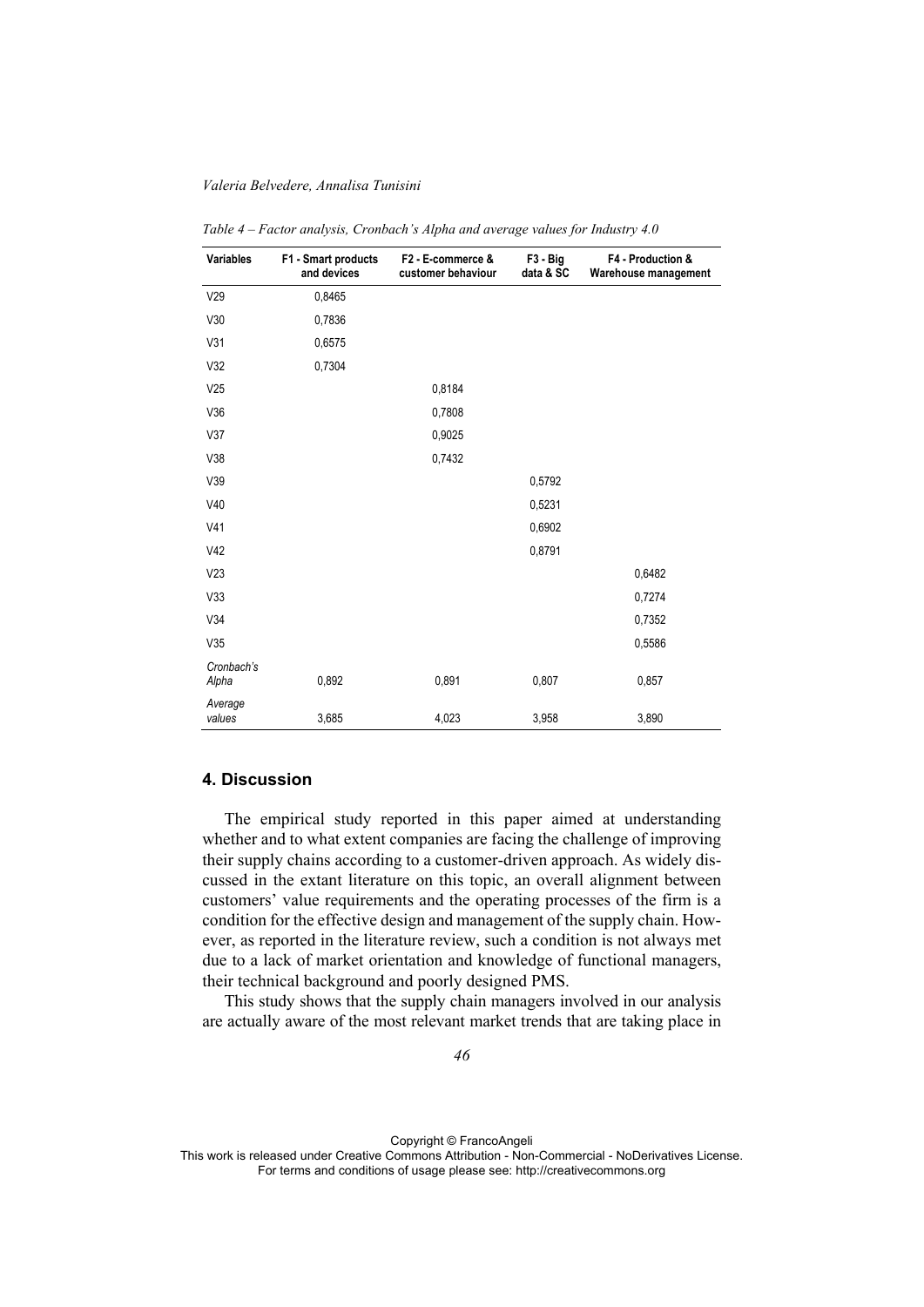*Table 4 – Factor analysis, Cronbach's Alpha and average values for Industry 4.0*

| Variables | F1 - Smart products and devices | F2 - E-commerce & customer behaviour | F3 - Big data & SC | F4 - Production & Warehouse management |
|---|---|---|---|---|
| V29 | 0,8465 | | | |
| V30 | 0,7836 | | | |
| V31 | 0,6575 | | | |
| V32 | 0,7304 | | | |
| V25 | | 0,8184 | | |
| V36 | | 0,7808 | | |
| V37 | | 0,9025 | | |
| V38 | | 0,7432 | | |
| V39 | | | 0,5792 | |
| V40 | | | 0,5231 | |
| V41 | | | 0,6902 | |
| V42 | | | 0,8791 | |
| V23 | | | | 0,6482 |
| V33 | | | | 0,7274 |
| V34 | | | | 0,7352 |
| V35 | | | | 0,5586 |
| *Cronbach's Alpha* | 0,892 | 0,891 | 0,807 | 0,857 |
| *Average values* | 3,685 | 4,023 | 3,958 | 3,890 |

## 4. Discussion

The empirical study reported in this paper aimed at understanding whether and to what extent companies are facing the challenge of improving their supply chains according to a customer-driven approach. As widely discussed in the extant literature on this topic, an overall alignment between customers' value requirements and the operating processes of the firm is a condition for the effective design and management of the supply chain. However, as reported in the literature review, such a condition is not always met due to a lack of market orientation and knowledge of functional managers, their technical background and poorly designed PMS.

This study shows that the supply chain managers involved in our analysis are actually aware of the most relevant market trends that are taking place in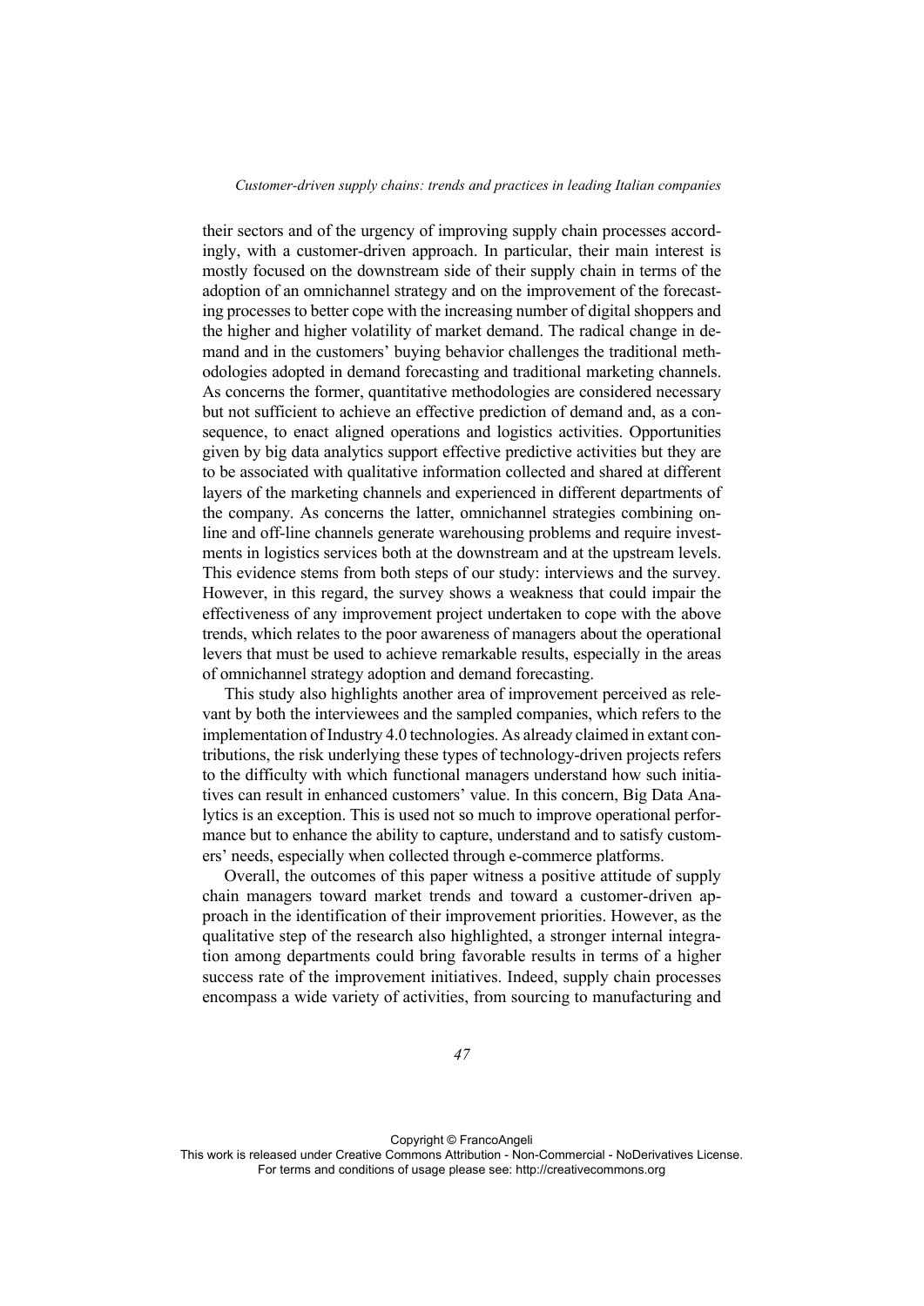their sectors and of the urgency of improving supply chain processes accordingly, with a customer-driven approach. In particular, their main interest is mostly focused on the downstream side of their supply chain in terms of the adoption of an omnichannel strategy and on the improvement of the forecasting processes to better cope with the increasing number of digital shoppers and the higher and higher volatility of market demand. The radical change in demand and in the customers' buying behavior challenges the traditional methodologies adopted in demand forecasting and traditional marketing channels. As concerns the former, quantitative methodologies are considered necessary but not sufficient to achieve an effective prediction of demand and, as a consequence, to enact aligned operations and logistics activities. Opportunities given by big data analytics support effective predictive activities but they are to be associated with qualitative information collected and shared at different layers of the marketing channels and experienced in different departments of the company. As concerns the latter, omnichannel strategies combining online and off-line channels generate warehousing problems and require investments in logistics services both at the downstream and at the upstream levels. This evidence stems from both steps of our study: interviews and the survey. However, in this regard, the survey shows a weakness that could impair the effectiveness of any improvement project undertaken to cope with the above trends, which relates to the poor awareness of managers about the operational levers that must be used to achieve remarkable results, especially in the areas of omnichannel strategy adoption and demand forecasting.

This study also highlights another area of improvement perceived as relevant by both the interviewees and the sampled companies, which refers to the implementation of Industry 4.0 technologies. As already claimed in extant contributions, the risk underlying these types of technology-driven projects refers to the difficulty with which functional managers understand how such initiatives can result in enhanced customers' value. In this concern, Big Data Analytics is an exception. This is used not so much to improve operational performance but to enhance the ability to capture, understand and to satisfy customers' needs, especially when collected through e-commerce platforms.

Overall, the outcomes of this paper witness a positive attitude of supply chain managers toward market trends and toward a customer-driven approach in the identification of their improvement priorities. However, as the qualitative step of the research also highlighted, a stronger internal integration among departments could bring favorable results in terms of a higher success rate of the improvement initiatives. Indeed, supply chain processes encompass a wide variety of activities, from sourcing to manufacturing and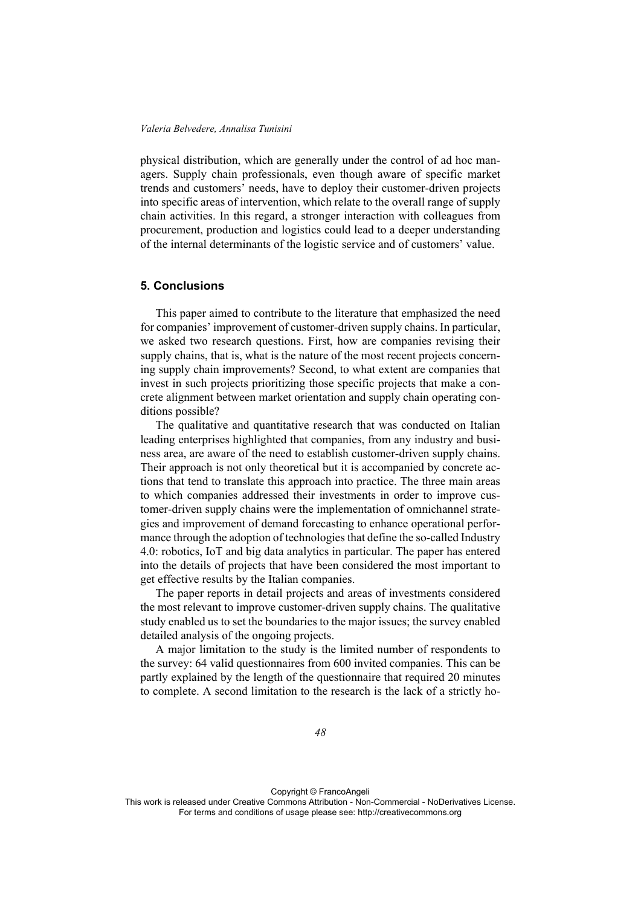physical distribution, which are generally under the control of ad hoc managers. Supply chain professionals, even though aware of specific market trends and customers' needs, have to deploy their customer-driven projects into specific areas of intervention, which relate to the overall range of supply chain activities. In this regard, a stronger interaction with colleagues from procurement, production and logistics could lead to a deeper understanding of the internal determinants of the logistic service and of customers' value.

## 5. Conclusions

This paper aimed to contribute to the literature that emphasized the need for companies' improvement of customer-driven supply chains. In particular, we asked two research questions. First, how are companies revising their supply chains, that is, what is the nature of the most recent projects concerning supply chain improvements? Second, to what extent are companies that invest in such projects prioritizing those specific projects that make a concrete alignment between market orientation and supply chain operating conditions possible?

The qualitative and quantitative research that was conducted on Italian leading enterprises highlighted that companies, from any industry and business area, are aware of the need to establish customer-driven supply chains. Their approach is not only theoretical but it is accompanied by concrete actions that tend to translate this approach into practice. The three main areas to which companies addressed their investments in order to improve customer-driven supply chains were the implementation of omnichannel strategies and improvement of demand forecasting to enhance operational performance through the adoption of technologies that define the so-called Industry 4.0: robotics, IoT and big data analytics in particular. The paper has entered into the details of projects that have been considered the most important to get effective results by the Italian companies.

The paper reports in detail projects and areas of investments considered the most relevant to improve customer-driven supply chains. The qualitative study enabled us to set the boundaries to the major issues; the survey enabled detailed analysis of the ongoing projects.

A major limitation to the study is the limited number of respondents to the survey: 64 valid questionnaires from 600 invited companies. This can be partly explained by the length of the questionnaire that required 20 minutes to complete. A second limitation to the research is the lack of a strictly ho-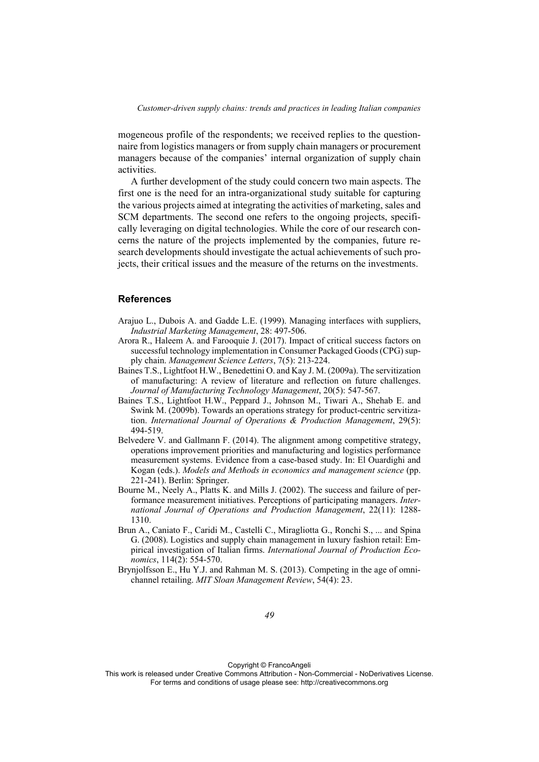mogeneous profile of the respondents; we received replies to the questionnaire from logistics managers or from supply chain managers or procurement managers because of the companies' internal organization of supply chain activities.

A further development of the study could concern two main aspects. The first one is the need for an intra-organizational study suitable for capturing the various projects aimed at integrating the activities of marketing, sales and SCM departments. The second one refers to the ongoing projects, specifically leveraging on digital technologies. While the core of our research concerns the nature of the projects implemented by the companies, future research developments should investigate the actual achievements of such projects, their critical issues and the measure of the returns on the investments.

## References

Arajuo L., Dubois A. and Gadde L.E. (1999). Managing interfaces with suppliers, *Industrial Marketing Management*, 28: 497-506.

Arora R., Haleem A. and Farooquie J. (2017). Impact of critical success factors on successful technology implementation in Consumer Packaged Goods (CPG) supply chain. *Management Science Letters*, 7(5): 213-224.

Baines T.S., Lightfoot H.W., Benedettini O. and Kay J. M. (2009a). The servitization of manufacturing: A review of literature and reflection on future challenges. *Journal of Manufacturing Technology Management*, 20(5): 547-567.

Baines T.S., Lightfoot H.W., Peppard J., Johnson M., Tiwari A., Shehab E. and Swink M. (2009b). Towards an operations strategy for product-centric servitization. *International Journal of Operations & Production Management*, 29(5): 494-519.

Belvedere V. and Gallmann F. (2014). The alignment among competitive strategy, operations improvement priorities and manufacturing and logistics performance measurement systems. Evidence from a case-based study. In: El Ouardighi and Kogan (eds.). *Models and Methods in economics and management science* (pp. 221-241). Berlin: Springer.

Bourne M., Neely A., Platts K. and Mills J. (2002). The success and failure of performance measurement initiatives. Perceptions of participating managers. *International Journal of Operations and Production Management*, 22(11): 1288-1310.

Brun A., Caniato F., Caridi M., Castelli C., Miragliotta G., Ronchi S., ... and Spina G. (2008). Logistics and supply chain management in luxury fashion retail: Empirical investigation of Italian firms. *International Journal of Production Economics*, 114(2): 554-570.

Brynjolfsson E., Hu Y.J. and Rahman M. S. (2013). Competing in the age of omnichannel retailing. *MIT Sloan Management Review*, 54(4): 23.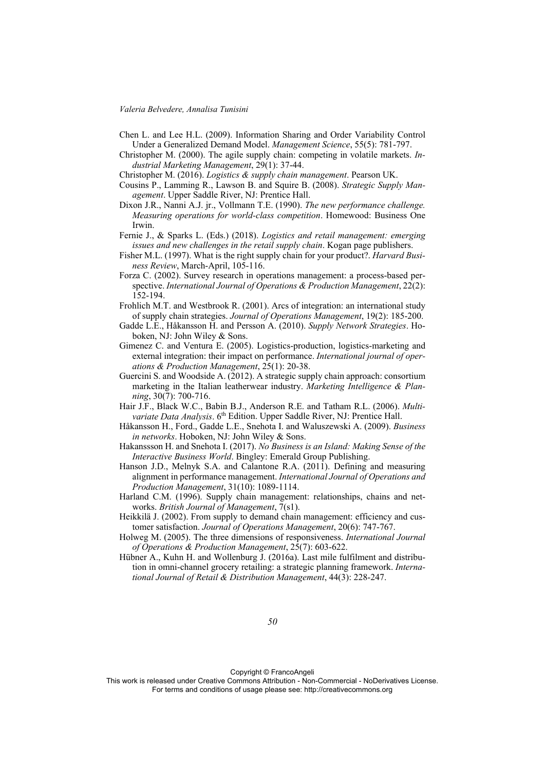Chen L. and Lee H.L. (2009). Information Sharing and Order Variability Control Under a Generalized Demand Model. *Management Science*, 55(5): 781-797.

Christopher M. (2000). The agile supply chain: competing in volatile markets. *Industrial Marketing Management*, 29(1): 37-44.

Christopher M. (2016). *Logistics & supply chain management*. Pearson UK.

Cousins P., Lamming R., Lawson B. and Squire B. (2008). *Strategic Supply Management*. Upper Saddle River, NJ: Prentice Hall.

Dixon J.R., Nanni A.J. jr., Vollmann T.E. (1990). *The new performance challenge. Measuring operations for world-class competition*. Homewood: Business One Irwin.

Fernie J., & Sparks L. (Eds.) (2018). *Logistics and retail management: emerging issues and new challenges in the retail supply chain*. Kogan page publishers.

Fisher M.L. (1997). What is the right supply chain for your product?. *Harvard Business Review*, March-April, 105-116.

Forza C. (2002). Survey research in operations management: a process-based perspective. *International Journal of Operations & Production Management*, 22(2): 152-194.

Frohlich M.T. and Westbrook R. (2001). Arcs of integration: an international study of supply chain strategies. *Journal of Operations Management*, 19(2): 185-200.

Gadde L.E., Håkansson H. and Persson A. (2010). *Supply Network Strategies*. Hoboken, NJ: John Wiley & Sons.

Gimenez C. and Ventura E. (2005). Logistics-production, logistics-marketing and external integration: their impact on performance. *International journal of operations & Production Management*, 25(1): 20-38.

Guercini S. and Woodside A. (2012). A strategic supply chain approach: consortium marketing in the Italian leatherwear industry. *Marketing Intelligence & Planning*, 30(7): 700-716.

Hair J.F., Black W.C., Babin B.J., Anderson R.E. and Tatham R.L. (2006). *Multivariate Data Analysis*. 6th Edition. Upper Saddle River, NJ: Prentice Hall.

Håkansson H., Ford., Gadde L.E., Snehota I. and Waluszewski A. (2009). *Business in networks*. Hoboken, NJ: John Wiley & Sons.

Hakanssson H. and Snehota I. (2017). *No Business is an Island: Making Sense of the Interactive Business World*. Bingley: Emerald Group Publishing.

Hanson J.D., Melnyk S.A. and Calantone R.A. (2011). Defining and measuring alignment in performance management. *International Journal of Operations and Production Management*, 31(10): 1089-1114.

Harland C.M. (1996). Supply chain management: relationships, chains and networks. *British Journal of Management*, 7(s1).

Heikkilä J. (2002). From supply to demand chain management: efficiency and customer satisfaction. *Journal of Operations Management*, 20(6): 747-767.

Holweg M. (2005). The three dimensions of responsiveness. *International Journal of Operations & Production Management*, 25(7): 603-622.

Hübner A., Kuhn H. and Wollenburg J. (2016a). Last mile fulfilment and distribution in omni-channel grocery retailing: a strategic planning framework. *International Journal of Retail & Distribution Management*, 44(3): 228-247.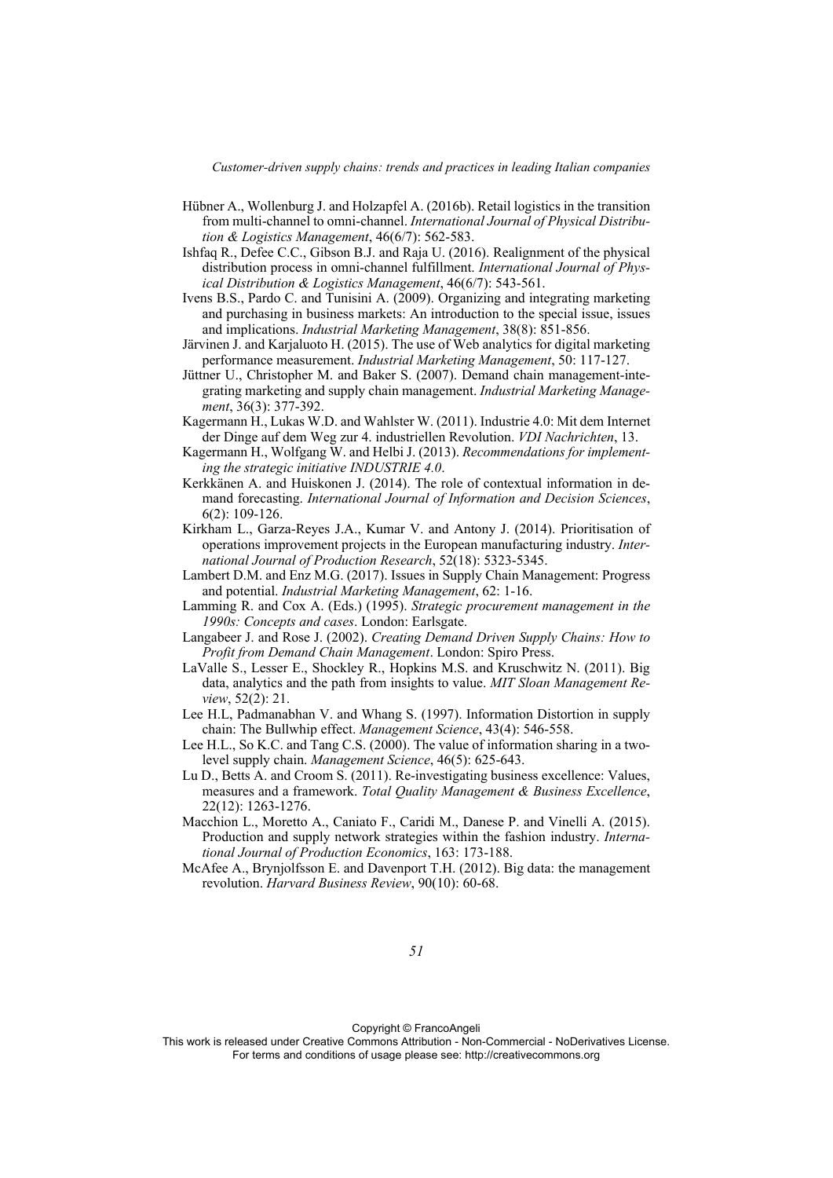Hübner A., Wollenburg J. and Holzapfel A. (2016b). Retail logistics in the transition from multi-channel to omni-channel. *International Journal of Physical Distribution & Logistics Management*, 46(6/7): 562-583.

Ishfaq R., Defee C.C., Gibson B.J. and Raja U. (2016). Realignment of the physical distribution process in omni-channel fulfillment. *International Journal of Physical Distribution & Logistics Management*, 46(6/7): 543-561.

Ivens B.S., Pardo C. and Tunisini A. (2009). Organizing and integrating marketing and purchasing in business markets: An introduction to the special issue, issues and implications. *Industrial Marketing Management*, 38(8): 851-856.

Järvinen J. and Karjaluoto H. (2015). The use of Web analytics for digital marketing performance measurement. *Industrial Marketing Management*, 50: 117-127.

Jüttner U., Christopher M. and Baker S. (2007). Demand chain management-integrating marketing and supply chain management. *Industrial Marketing Management*, 36(3): 377-392.

Kagermann H., Lukas W.D. and Wahlster W. (2011). Industrie 4.0: Mit dem Internet der Dinge auf dem Weg zur 4. industriellen Revolution. *VDI Nachrichten*, 13.

Kagermann H., Wolfgang W. and Helbi J. (2013). *Recommendations for implementing the strategic initiative INDUSTRIE 4.0*.

Kerkkänen A. and Huiskonen J. (2014). The role of contextual information in demand forecasting. *International Journal of Information and Decision Sciences*, 6(2): 109-126.

Kirkham L., Garza-Reyes J.A., Kumar V. and Antony J. (2014). Prioritisation of operations improvement projects in the European manufacturing industry. *International Journal of Production Research*, 52(18): 5323-5345.

Lambert D.M. and Enz M.G. (2017). Issues in Supply Chain Management: Progress and potential. *Industrial Marketing Management*, 62: 1-16.

Lamming R. and Cox A. (Eds.) (1995). *Strategic procurement management in the 1990s: Concepts and cases*. London: Earlsgate.

Langabeer J. and Rose J. (2002). *Creating Demand Driven Supply Chains: How to Profit from Demand Chain Management*. London: Spiro Press.

LaValle S., Lesser E., Shockley R., Hopkins M.S. and Kruschwitz N. (2011). Big data, analytics and the path from insights to value. *MIT Sloan Management Review*, 52(2): 21.

Lee H.L, Padmanabhan V. and Whang S. (1997). Information Distortion in supply chain: The Bullwhip effect. *Management Science*, 43(4): 546-558.

Lee H.L., So K.C. and Tang C.S. (2000). The value of information sharing in a two-level supply chain. *Management Science*, 46(5): 625-643.

Lu D., Betts A. and Croom S. (2011). Re-investigating business excellence: Values, measures and a framework. *Total Quality Management & Business Excellence*, 22(12): 1263-1276.

Macchion L., Moretto A., Caniato F., Caridi M., Danese P. and Vinelli A. (2015). Production and supply network strategies within the fashion industry. *International Journal of Production Economics*, 163: 173-188.

McAfee A., Brynjolfsson E. and Davenport T.H. (2012). Big data: the management revolution. *Harvard Business Review*, 90(10): 60-68.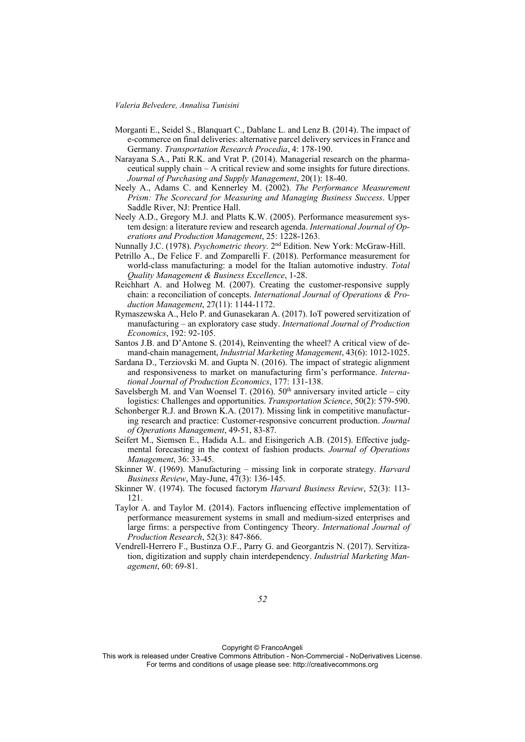Morganti E., Seidel S., Blanquart C., Dablanc L. and Lenz B. (2014). The impact of e-commerce on final deliveries: alternative parcel delivery services in France and Germany. *Transportation Research Procedia*, 4: 178-190.

Narayana S.A., Pati R.K. and Vrat P. (2014). Managerial research on the pharmaceutical supply chain – A critical review and some insights for future directions. *Journal of Purchasing and Supply Management*, 20(1): 18-40.

Neely A., Adams C. and Kennerley M. (2002). *The Performance Measurement Prism: The Scorecard for Measuring and Managing Business Success*. Upper Saddle River, NJ: Prentice Hall.

Neely A.D., Gregory M.J. and Platts K.W. (2005). Performance measurement system design: a literature review and research agenda. *International Journal of Operations and Production Management*, 25: 1228-1263.

Nunnally J.C. (1978). *Psychometric theory.* 2nd Edition. New York: McGraw-Hill.

Petrillo A., De Felice F. and Zomparelli F. (2018). Performance measurement for world-class manufacturing: a model for the Italian automotive industry. *Total Quality Management & Business Excellence*, 1-28.

Reichhart A. and Holweg M. (2007). Creating the customer-responsive supply chain: a reconciliation of concepts. *International Journal of Operations & Production Management*, 27(11): 1144-1172.

Rymaszewska A., Helo P. and Gunasekaran A. (2017). IoT powered servitization of manufacturing – an exploratory case study. *International Journal of Production Economics*, 192: 92-105.

Santos J.B. and D'Antone S. (2014), Reinventing the wheel? A critical view of demand-chain management, *Industrial Marketing Management*, 43(6): 1012-1025.

Sardana D., Terziovski M. and Gupta N. (2016). The impact of strategic alignment and responsiveness to market on manufacturing firm's performance. *International Journal of Production Economics*, 177: 131-138.

Savelsbergh M. and Van Woensel T. (2016). 50th anniversary invited article – city logistics: Challenges and opportunities. *Transportation Science*, 50(2): 579-590.

Schonberger R.J. and Brown K.A. (2017). Missing link in competitive manufacturing research and practice: Customer-responsive concurrent production. *Journal of Operations Management*, 49-51, 83-87.

Seifert M., Siemsen E., Hadida A.L. and Eisingerich A.B. (2015). Effective judgmental forecasting in the context of fashion products. *Journal of Operations Management*, 36: 33-45.

Skinner W. (1969). Manufacturing – missing link in corporate strategy. *Harvard Business Review*, May-June, 47(3): 136-145.

Skinner W. (1974). The focused factorym *Harvard Business Review*, 52(3): 113-121.

Taylor A. and Taylor M. (2014). Factors influencing effective implementation of performance measurement systems in small and medium-sized enterprises and large firms: a perspective from Contingency Theory. *International Journal of Production Research*, 52(3): 847-866.

Vendrell-Herrero F., Bustinza O.F., Parry G. and Georgantzis N. (2017). Servitization, digitization and supply chain interdependency. *Industrial Marketing Management*, 60: 69-81.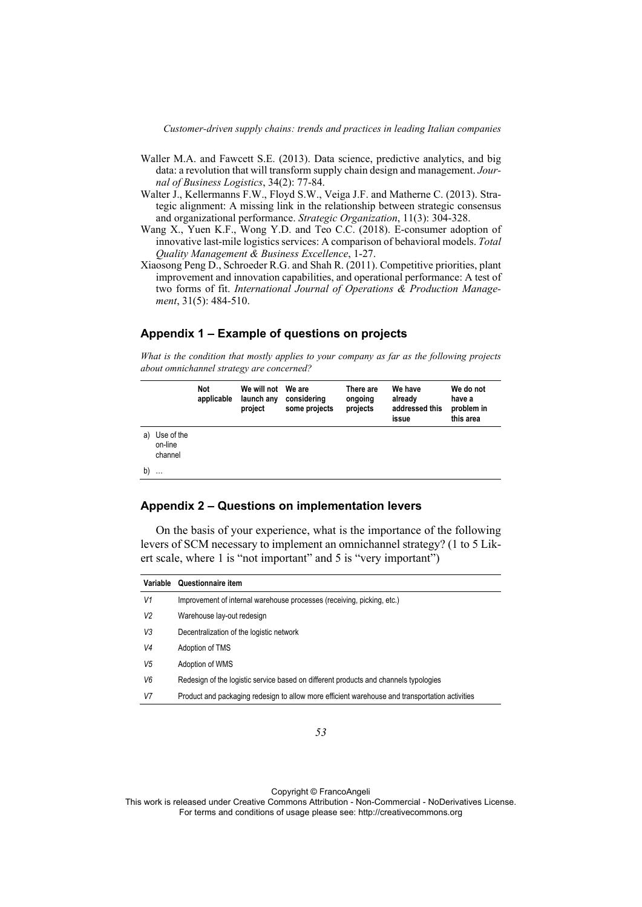Waller M.A. and Fawcett S.E. (2013). Data science, predictive analytics, and big data: a revolution that will transform supply chain design and management. *Journal of Business Logistics*, 34(2): 77-84.

Walter J., Kellermanns F.W., Floyd S.W., Veiga J.F. and Matherne C. (2013). Strategic alignment: A missing link in the relationship between strategic consensus and organizational performance. *Strategic Organization*, 11(3): 304-328.

Wang X., Yuen K.F., Wong Y.D. and Teo C.C. (2018). E-consumer adoption of innovative last-mile logistics services: A comparison of behavioral models. *Total Quality Management & Business Excellence*, 1-27.

Xiaosong Peng D., Schroeder R.G. and Shah R. (2011). Competitive priorities, plant improvement and innovation capabilities, and operational performance: A test of two forms of fit. *International Journal of Operations & Production Management*, 31(5): 484-510.

## Appendix 1 – Example of questions on projects

*What is the condition that mostly applies to your company as far as the following projects about omnichannel strategy are concerned?*

| | Not applicable | We will not launch any project | We are considering some projects | There are ongoing projects | We have already addressed this issue | We do not have a problem in this area |
|---|---|---|---|---|---|---|
| a) Use of the on-line channel | | | | | | |
| b) … | | | | | | |

## Appendix 2 – Questions on implementation levers

On the basis of your experience, what is the importance of the following levers of SCM necessary to implement an omnichannel strategy? (1 to 5 Likert scale, where 1 is "not important" and 5 is "very important")

| Variable | Questionnaire item |
|---|---|
| *V1* | Improvement of internal warehouse processes (receiving, picking, etc.) |
| *V2* | Warehouse lay-out redesign |
| *V3* | Decentralization of the logistic network |
| *V4* | Adoption of TMS |
| *V5* | Adoption of WMS |
| *V6* | Redesign of the logistic service based on different products and channels typologies |
| *V7* | Product and packaging redesign to allow more efficient warehouse and transportation activities |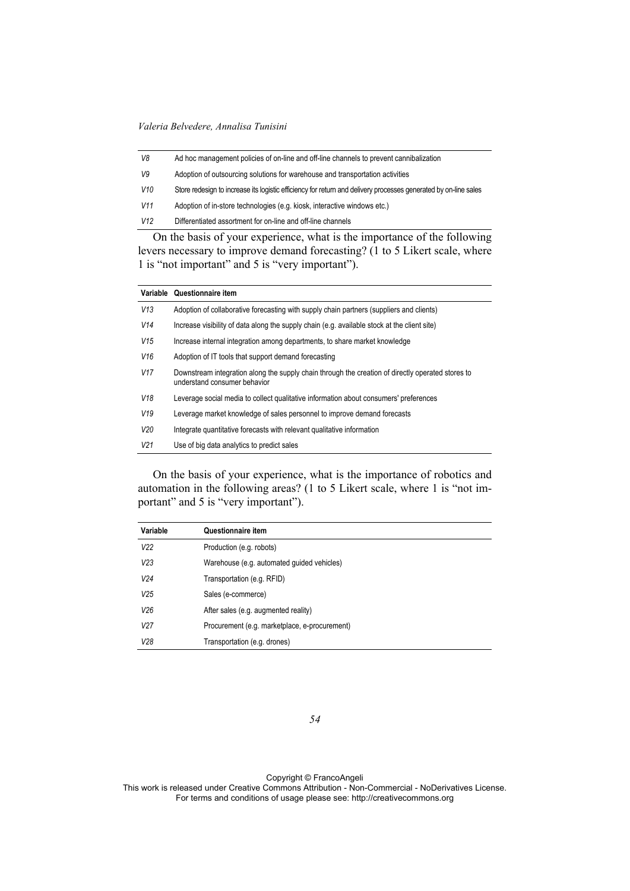| | |
|---|---|
| *V8* | Ad hoc management policies of on-line and off-line channels to prevent cannibalization |
| *V9* | Adoption of outsourcing solutions for warehouse and transportation activities |
| *V10* | Store redesign to increase its logistic efficiency for return and delivery processes generated by on-line sales |
| *V11* | Adoption of in-store technologies (e.g. kiosk, interactive windows etc.) |
| *V12* | Differentiated assortment for on-line and off-line channels |

On the basis of your experience, what is the importance of the following levers necessary to improve demand forecasting? (1 to 5 Likert scale, where 1 is "not important" and 5 is "very important").

| Variable | Questionnaire item |
|---|---|
| *V13* | Adoption of collaborative forecasting with supply chain partners (suppliers and clients) |
| *V14* | Increase visibility of data along the supply chain (e.g. available stock at the client site) |
| *V15* | Increase internal integration among departments, to share market knowledge |
| *V16* | Adoption of IT tools that support demand forecasting |
| *V17* | Downstream integration along the supply chain through the creation of directly operated stores to understand consumer behavior |
| *V18* | Leverage social media to collect qualitative information about consumers' preferences |
| *V19* | Leverage market knowledge of sales personnel to improve demand forecasts |
| *V20* | Integrate quantitative forecasts with relevant qualitative information |
| *V21* | Use of big data analytics to predict sales |

On the basis of your experience, what is the importance of robotics and automation in the following areas? (1 to 5 Likert scale, where 1 is "not important" and 5 is "very important").

| Variable | Questionnaire item |
|---|---|
| *V22* | Production (e.g. robots) |
| *V23* | Warehouse (e.g. automated guided vehicles) |
| *V24* | Transportation (e.g. RFID) |
| *V25* | Sales (e-commerce) |
| *V26* | After sales (e.g. augmented reality) |
| *V27* | Procurement (e.g. marketplace, e-procurement) |
| *V28* | Transportation (e.g. drones) |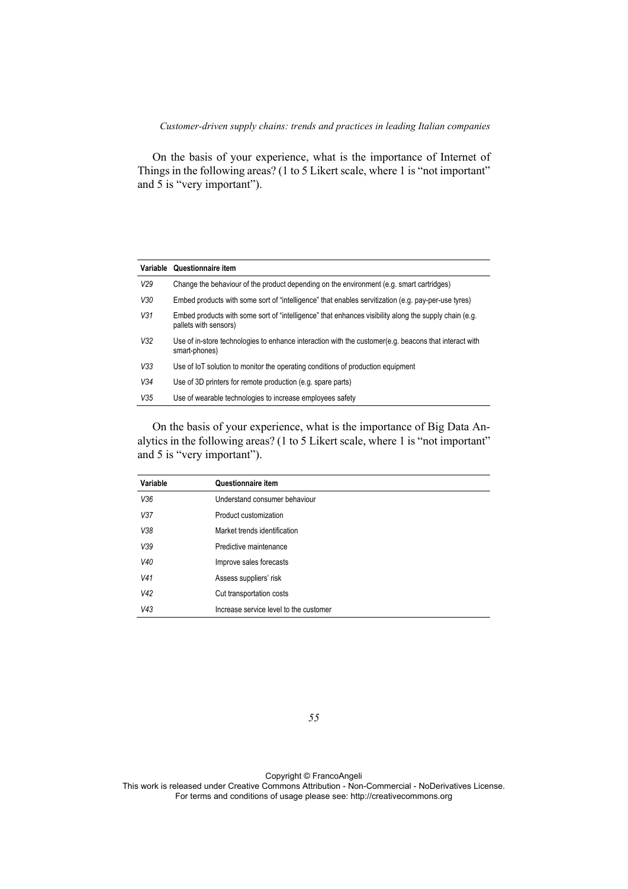On the basis of your experience, what is the importance of Internet of Things in the following areas? (1 to 5 Likert scale, where 1 is "not important" and 5 is "very important").

| Variable | Questionnaire item |
|---|---|
| *V29* | Change the behaviour of the product depending on the environment (e.g. smart cartridges) |
| *V30* | Embed products with some sort of "intelligence" that enables servitization (e.g. pay-per-use tyres) |
| *V31* | Embed products with some sort of "intelligence" that enhances visibility along the supply chain (e.g. pallets with sensors) |
| *V32* | Use of in-store technologies to enhance interaction with the customer(e.g. beacons that interact with smart-phones) |
| *V33* | Use of IoT solution to monitor the operating conditions of production equipment |
| *V34* | Use of 3D printers for remote production (e.g. spare parts) |
| *V35* | Use of wearable technologies to increase employees safety |

On the basis of your experience, what is the importance of Big Data Analytics in the following areas? (1 to 5 Likert scale, where 1 is "not important" and 5 is "very important").

| Variable | Questionnaire item |
|---|---|
| *V36* | Understand consumer behaviour |
| *V37* | Product customization |
| *V38* | Market trends identification |
| *V39* | Predictive maintenance |
| *V40* | Improve sales forecasts |
| *V41* | Assess suppliers' risk |
| *V42* | Cut transportation costs |
| *V43* | Increase service level to the customer |